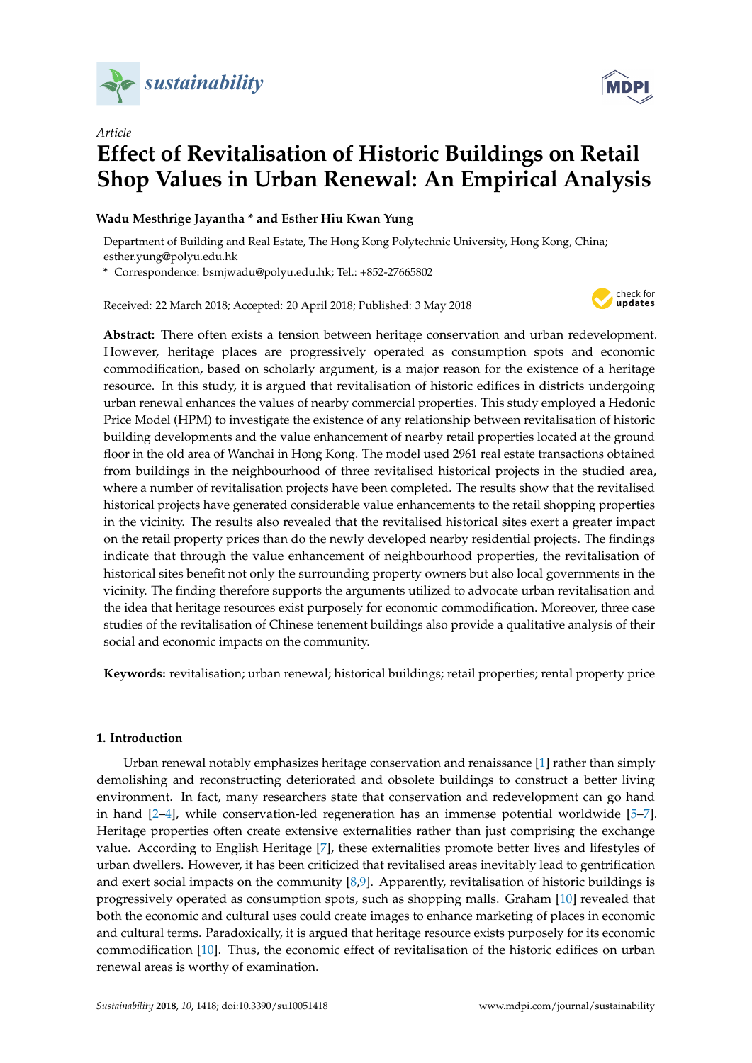Article

# Effect of Revitalisation of Historic Buildings on Retail Shop Values in Urban Renewal: An Empirical Analysis

**Wadu Mesthrige Jayantha * and Esther Hiu Kwan Yung**

Department of Building and Real Estate, The Hong Kong Polytechnic University, Hong Kong, China; esther.yung@polyu.edu.hk

\* Correspondence: bsmjwadu@polyu.edu.hk; Tel.: +852-27665802

Received: 22 March 2018; Accepted: 20 April 2018; Published: 3 May 2018

**Abstract:** There often exists a tension between heritage conservation and urban redevelopment. However, heritage places are progressively operated as consumption spots and economic commodification, based on scholarly argument, is a major reason for the existence of a heritage resource. In this study, it is argued that revitalisation of historic edifices in districts undergoing urban renewal enhances the values of nearby commercial properties. This study employed a Hedonic Price Model (HPM) to investigate the existence of any relationship between revitalisation of historic building developments and the value enhancement of nearby retail properties located at the ground floor in the old area of Wanchai in Hong Kong. The model used 2961 real estate transactions obtained from buildings in the neighbourhood of three revitalised historical projects in the studied area, where a number of revitalisation projects have been completed. The results show that the revitalised historical projects have generated considerable value enhancements to the retail shopping properties in the vicinity. The results also revealed that the revitalised historical sites exert a greater impact on the retail property prices than do the newly developed nearby residential projects. The findings indicate that through the value enhancement of neighbourhood properties, the revitalisation of historical sites benefit not only the surrounding property owners but also local governments in the vicinity. The finding therefore supports the arguments utilized to advocate urban revitalisation and the idea that heritage resources exist purposely for economic commodification. Moreover, three case studies of the revitalisation of Chinese tenement buildings also provide a qualitative analysis of their social and economic impacts on the community.

**Keywords:** revitalisation; urban renewal; historical buildings; retail properties; rental property price

## 1. Introduction

Urban renewal notably emphasizes heritage conservation and renaissance [1] rather than simply demolishing and reconstructing deteriorated and obsolete buildings to construct a better living environment. In fact, many researchers state that conservation and redevelopment can go hand in hand [2–4], while conservation-led regeneration has an immense potential worldwide [5–7]. Heritage properties often create extensive externalities rather than just comprising the exchange value. According to English Heritage [7], these externalities promote better lives and lifestyles of urban dwellers. However, it has been criticized that revitalised areas inevitably lead to gentrification and exert social impacts on the community [8,9]. Apparently, revitalisation of historic buildings is progressively operated as consumption spots, such as shopping malls. Graham [10] revealed that both the economic and cultural uses could create images to enhance marketing of places in economic and cultural terms. Paradoxically, it is argued that heritage resource exists purposely for its economic commodification [10]. Thus, the economic effect of revitalisation of the historic edifices on urban renewal areas is worthy of examination.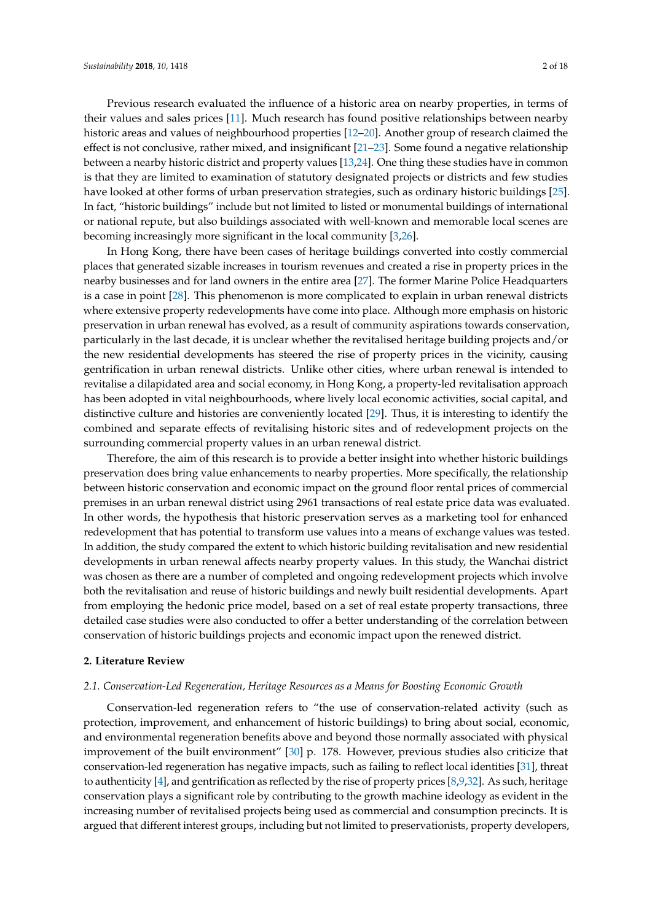Previous research evaluated the influence of a historic area on nearby properties, in terms of their values and sales prices [11]. Much research has found positive relationships between nearby historic areas and values of neighbourhood properties [12–20]. Another group of research claimed the effect is not conclusive, rather mixed, and insignificant [21–23]. Some found a negative relationship between a nearby historic district and property values [13,24]. One thing these studies have in common is that they are limited to examination of statutory designated projects or districts and few studies have looked at other forms of urban preservation strategies, such as ordinary historic buildings [25]. In fact, "historic buildings" include but not limited to listed or monumental buildings of international or national repute, but also buildings associated with well-known and memorable local scenes are becoming increasingly more significant in the local community [3,26].

In Hong Kong, there have been cases of heritage buildings converted into costly commercial places that generated sizable increases in tourism revenues and created a rise in property prices in the nearby businesses and for land owners in the entire area [27]. The former Marine Police Headquarters is a case in point [28]. This phenomenon is more complicated to explain in urban renewal districts where extensive property redevelopments have come into place. Although more emphasis on historic preservation in urban renewal has evolved, as a result of community aspirations towards conservation, particularly in the last decade, it is unclear whether the revitalised heritage building projects and/or the new residential developments has steered the rise of property prices in the vicinity, causing gentrification in urban renewal districts. Unlike other cities, where urban renewal is intended to revitalise a dilapidated area and social economy, in Hong Kong, a property-led revitalisation approach has been adopted in vital neighbourhoods, where lively local economic activities, social capital, and distinctive culture and histories are conveniently located [29]. Thus, it is interesting to identify the combined and separate effects of revitalising historic sites and of redevelopment projects on the surrounding commercial property values in an urban renewal district.

Therefore, the aim of this research is to provide a better insight into whether historic buildings preservation does bring value enhancements to nearby properties. More specifically, the relationship between historic conservation and economic impact on the ground floor rental prices of commercial premises in an urban renewal district using 2961 transactions of real estate price data was evaluated. In other words, the hypothesis that historic preservation serves as a marketing tool for enhanced redevelopment that has potential to transform use values into a means of exchange values was tested. In addition, the study compared the extent to which historic building revitalisation and new residential developments in urban renewal affects nearby property values. In this study, the Wanchai district was chosen as there are a number of completed and ongoing redevelopment projects which involve both the revitalisation and reuse of historic buildings and newly built residential developments. Apart from employing the hedonic price model, based on a set of real estate property transactions, three detailed case studies were also conducted to offer a better understanding of the correlation between conservation of historic buildings projects and economic impact upon the renewed district.

## 2. Literature Review

### *2.1. Conservation-Led Regeneration, Heritage Resources as a Means for Boosting Economic Growth*

Conservation-led regeneration refers to "the use of conservation-related activity (such as protection, improvement, and enhancement of historic buildings) to bring about social, economic, and environmental regeneration benefits above and beyond those normally associated with physical improvement of the built environment" [30] p. 178. However, previous studies also criticize that conservation-led regeneration has negative impacts, such as failing to reflect local identities [31], threat to authenticity [4], and gentrification as reflected by the rise of property prices [8,9,32]. As such, heritage conservation plays a significant role by contributing to the growth machine ideology as evident in the increasing number of revitalised projects being used as commercial and consumption precincts. It is argued that different interest groups, including but not limited to preservationists, property developers,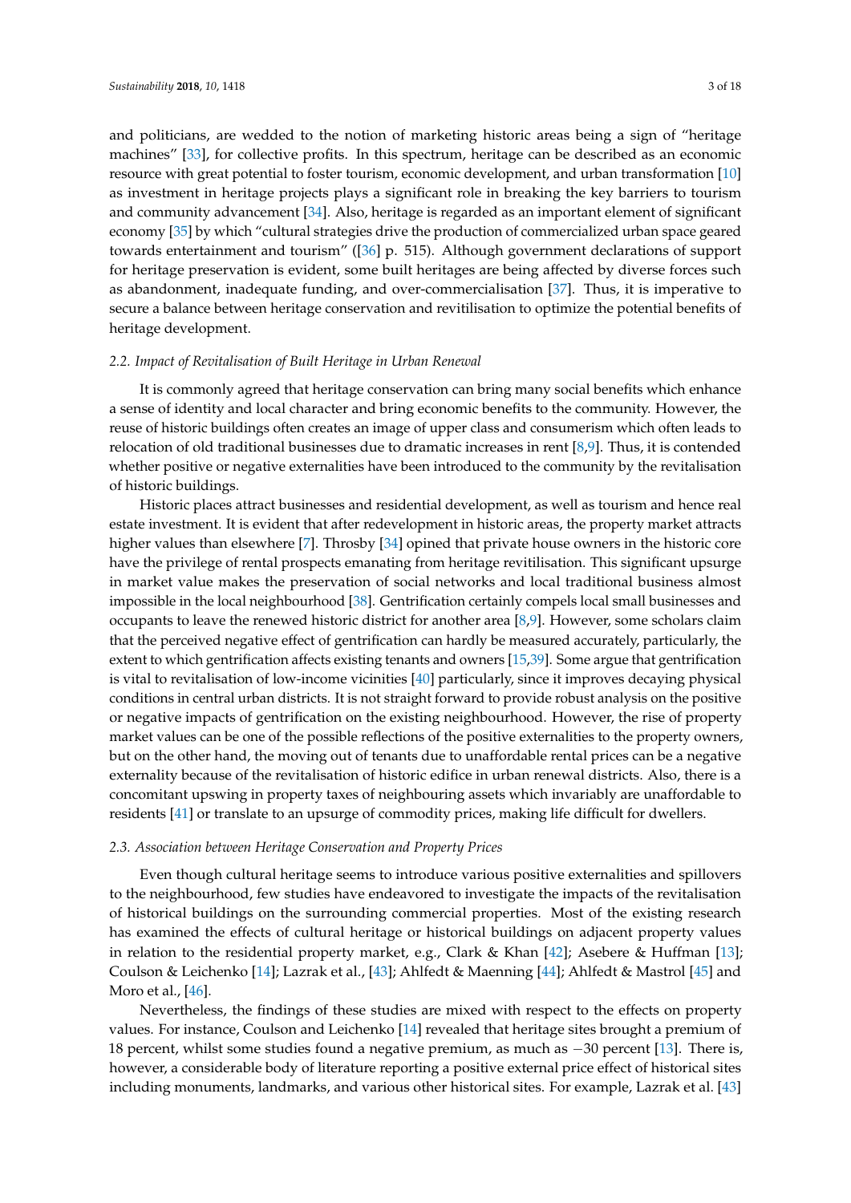and politicians, are wedded to the notion of marketing historic areas being a sign of "heritage machines" [33], for collective profits. In this spectrum, heritage can be described as an economic resource with great potential to foster tourism, economic development, and urban transformation [10] as investment in heritage projects plays a significant role in breaking the key barriers to tourism and community advancement [34]. Also, heritage is regarded as an important element of significant economy [35] by which "cultural strategies drive the production of commercialized urban space geared towards entertainment and tourism" ([36] p. 515). Although government declarations of support for heritage preservation is evident, some built heritages are being affected by diverse forces such as abandonment, inadequate funding, and over-commercialisation [37]. Thus, it is imperative to secure a balance between heritage conservation and revitilisation to optimize the potential benefits of heritage development.

### *2.2. Impact of Revitalisation of Built Heritage in Urban Renewal*

It is commonly agreed that heritage conservation can bring many social benefits which enhance a sense of identity and local character and bring economic benefits to the community. However, the reuse of historic buildings often creates an image of upper class and consumerism which often leads to relocation of old traditional businesses due to dramatic increases in rent [8,9]. Thus, it is contended whether positive or negative externalities have been introduced to the community by the revitalisation of historic buildings.

Historic places attract businesses and residential development, as well as tourism and hence real estate investment. It is evident that after redevelopment in historic areas, the property market attracts higher values than elsewhere [7]. Throsby [34] opined that private house owners in the historic core have the privilege of rental prospects emanating from heritage revitilisation. This significant upsurge in market value makes the preservation of social networks and local traditional business almost impossible in the local neighbourhood [38]. Gentrification certainly compels local small businesses and occupants to leave the renewed historic district for another area [8,9]. However, some scholars claim that the perceived negative effect of gentrification can hardly be measured accurately, particularly, the extent to which gentrification affects existing tenants and owners [15,39]. Some argue that gentrification is vital to revitalisation of low-income vicinities [40] particularly, since it improves decaying physical conditions in central urban districts. It is not straight forward to provide robust analysis on the positive or negative impacts of gentrification on the existing neighbourhood. However, the rise of property market values can be one of the possible reflections of the positive externalities to the property owners, but on the other hand, the moving out of tenants due to unaffordable rental prices can be a negative externality because of the revitalisation of historic edifice in urban renewal districts. Also, there is a concomitant upswing in property taxes of neighbouring assets which invariably are unaffordable to residents [41] or translate to an upsurge of commodity prices, making life difficult for dwellers.

### *2.3. Association between Heritage Conservation and Property Prices*

Even though cultural heritage seems to introduce various positive externalities and spillovers to the neighbourhood, few studies have endeavored to investigate the impacts of the revitalisation of historical buildings on the surrounding commercial properties. Most of the existing research has examined the effects of cultural heritage or historical buildings on adjacent property values in relation to the residential property market, e.g., Clark & Khan [42]; Asebere & Huffman [13]; Coulson & Leichenko [14]; Lazrak et al., [43]; Ahlfedt & Maenning [44]; Ahlfedt & Mastrol [45] and Moro et al., [46].

Nevertheless, the findings of these studies are mixed with respect to the effects on property values. For instance, Coulson and Leichenko [14] revealed that heritage sites brought a premium of 18 percent, whilst some studies found a negative premium, as much as −30 percent [13]. There is, however, a considerable body of literature reporting a positive external price effect of historical sites including monuments, landmarks, and various other historical sites. For example, Lazrak et al. [43]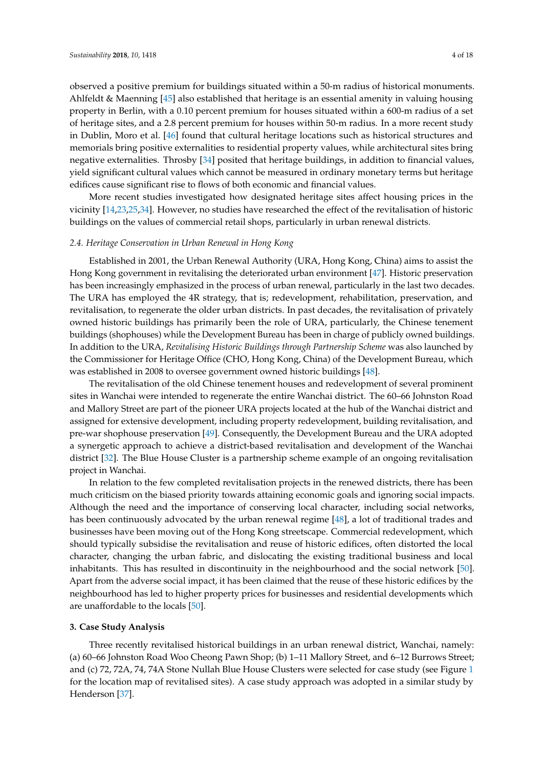observed a positive premium for buildings situated within a 50-m radius of historical monuments. Ahlfeldt & Maenning [45] also established that heritage is an essential amenity in valuing housing property in Berlin, with a 0.10 percent premium for houses situated within a 600-m radius of a set of heritage sites, and a 2.8 percent premium for houses within 50-m radius. In a more recent study in Dublin, Moro et al. [46] found that cultural heritage locations such as historical structures and memorials bring positive externalities to residential property values, while architectural sites bring negative externalities. Throsby [34] posited that heritage buildings, in addition to financial values, yield significant cultural values which cannot be measured in ordinary monetary terms but heritage edifices cause significant rise to flows of both economic and financial values.

More recent studies investigated how designated heritage sites affect housing prices in the vicinity [14,23,25,34]. However, no studies have researched the effect of the revitalisation of historic buildings on the values of commercial retail shops, particularly in urban renewal districts.

### 2.4. Heritage Conservation in Urban Renewal in Hong Kong

Established in 2001, the Urban Renewal Authority (URA, Hong Kong, China) aims to assist the Hong Kong government in revitalising the deteriorated urban environment [47]. Historic preservation has been increasingly emphasized in the process of urban renewal, particularly in the last two decades. The URA has employed the 4R strategy, that is; redevelopment, rehabilitation, preservation, and revitalisation, to regenerate the older urban districts. In past decades, the revitalisation of privately owned historic buildings has primarily been the role of URA, particularly, the Chinese tenement buildings (shophouses) while the Development Bureau has been in charge of publicly owned buildings. In addition to the URA, *Revitalising Historic Buildings through Partnership Scheme* was also launched by the Commissioner for Heritage Office (CHO, Hong Kong, China) of the Development Bureau, which was established in 2008 to oversee government owned historic buildings [48].

The revitalisation of the old Chinese tenement houses and redevelopment of several prominent sites in Wanchai were intended to regenerate the entire Wanchai district. The 60–66 Johnston Road and Mallory Street are part of the pioneer URA projects located at the hub of the Wanchai district and assigned for extensive development, including property redevelopment, building revitalisation, and pre-war shophouse preservation [49]. Consequently, the Development Bureau and the URA adopted a synergetic approach to achieve a district-based revitalisation and development of the Wanchai district [32]. The Blue House Cluster is a partnership scheme example of an ongoing revitalisation project in Wanchai.

In relation to the few completed revitalisation projects in the renewed districts, there has been much criticism on the biased priority towards attaining economic goals and ignoring social impacts. Although the need and the importance of conserving local character, including social networks, has been continuously advocated by the urban renewal regime [48], a lot of traditional trades and businesses have been moving out of the Hong Kong streetscape. Commercial redevelopment, which should typically subsidise the revitalisation and reuse of historic edifices, often distorted the local character, changing the urban fabric, and dislocating the existing traditional business and local inhabitants. This has resulted in discontinuity in the neighbourhood and the social network [50]. Apart from the adverse social impact, it has been claimed that the reuse of these historic edifices by the neighbourhood has led to higher property prices for businesses and residential developments which are unaffordable to the locals [50].

## 3. Case Study Analysis

Three recently revitalised historical buildings in an urban renewal district, Wanchai, namely: (a) 60–66 Johnston Road Woo Cheong Pawn Shop; (b) 1–11 Mallory Street, and 6–12 Burrows Street; and (c) 72, 72A, 74, 74A Stone Nullah Blue House Clusters were selected for case study (see Figure 1 for the location map of revitalised sites). A case study approach was adopted in a similar study by Henderson [37].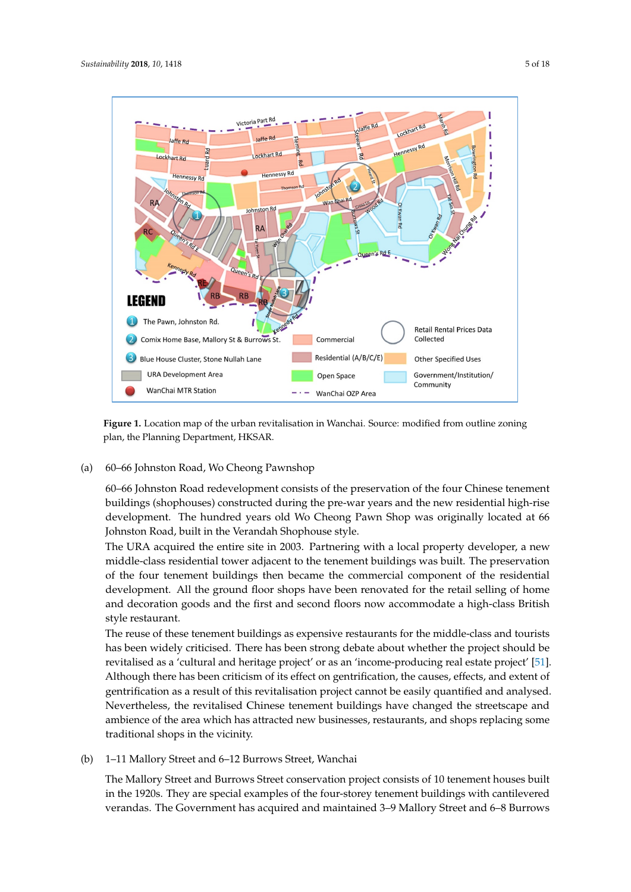Figure 1. Location map of the urban revitalisation in Wanchai. Source: modified from outline zoning plan, the Planning Department, HKSAR.

(a) 60–66 Johnston Road, Wo Cheong Pawnshop

60–66 Johnston Road redevelopment consists of the preservation of the four Chinese tenement buildings (shophouses) constructed during the pre-war years and the new residential high-rise development. The hundred years old Wo Cheong Pawn Shop was originally located at 66 Johnston Road, built in the Verandah Shophouse style.

The URA acquired the entire site in 2003. Partnering with a local property developer, a new middle-class residential tower adjacent to the tenement buildings was built. The preservation of the four tenement buildings then became the commercial component of the residential development. All the ground floor shops have been renovated for the retail selling of home and decoration goods and the first and second floors now accommodate a high-class British style restaurant.

The reuse of these tenement buildings as expensive restaurants for the middle-class and tourists has been widely criticised. There has been strong debate about whether the project should be revitalised as a 'cultural and heritage project' or as an 'income-producing real estate project' [51]. Although there has been criticism of its effect on gentrification, the causes, effects, and extent of gentrification as a result of this revitalisation project cannot be easily quantified and analysed. Nevertheless, the revitalised Chinese tenement buildings have changed the streetscape and ambience of the area which has attracted new businesses, restaurants, and shops replacing some traditional shops in the vicinity.

(b) 1–11 Mallory Street and 6–12 Burrows Street, Wanchai

The Mallory Street and Burrows Street conservation project consists of 10 tenement houses built in the 1920s. They are special examples of the four-storey tenement buildings with cantilevered verandas. The Government has acquired and maintained 3–9 Mallory Street and 6–8 Burrows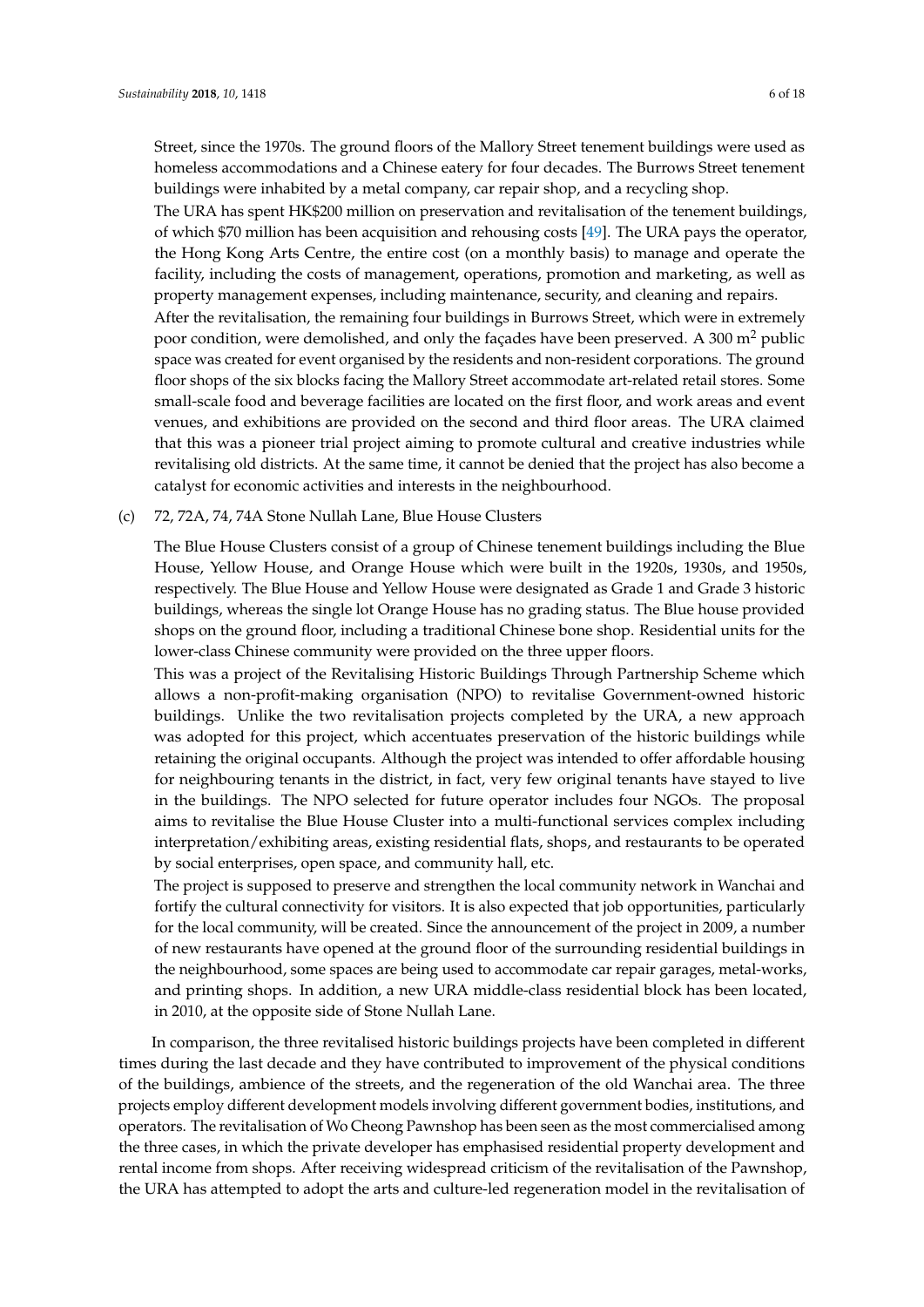Street, since the 1970s. The ground floors of the Mallory Street tenement buildings were used as homeless accommodations and a Chinese eatery for four decades. The Burrows Street tenement buildings were inhabited by a metal company, car repair shop, and a recycling shop.

The URA has spent HK$200 million on preservation and revitalisation of the tenement buildings, of which $70 million has been acquisition and rehousing costs [49]. The URA pays the operator, the Hong Kong Arts Centre, the entire cost (on a monthly basis) to manage and operate the facility, including the costs of management, operations, promotion and marketing, as well as property management expenses, including maintenance, security, and cleaning and repairs.

After the revitalisation, the remaining four buildings in Burrows Street, which were in extremely poor condition, were demolished, and only the façades have been preserved. A 300 $m^2$ public space was created for event organised by the residents and non-resident corporations. The ground floor shops of the six blocks facing the Mallory Street accommodate art-related retail stores. Some small-scale food and beverage facilities are located on the first floor, and work areas and event venues, and exhibitions are provided on the second and third floor areas. The URA claimed that this was a pioneer trial project aiming to promote cultural and creative industries while revitalising old districts. At the same time, it cannot be denied that the project has also become a catalyst for economic activities and interests in the neighbourhood.

(c) 72, 72A, 74, 74A Stone Nullah Lane, Blue House Clusters

The Blue House Clusters consist of a group of Chinese tenement buildings including the Blue House, Yellow House, and Orange House which were built in the 1920s, 1930s, and 1950s, respectively. The Blue House and Yellow House were designated as Grade 1 and Grade 3 historic buildings, whereas the single lot Orange House has no grading status. The Blue house provided shops on the ground floor, including a traditional Chinese bone shop. Residential units for the lower-class Chinese community were provided on the three upper floors.

This was a project of the Revitalising Historic Buildings Through Partnership Scheme which allows a non-profit-making organisation (NPO) to revitalise Government-owned historic buildings. Unlike the two revitalisation projects completed by the URA, a new approach was adopted for this project, which accentuates preservation of the historic buildings while retaining the original occupants. Although the project was intended to offer affordable housing for neighbouring tenants in the district, in fact, very few original tenants have stayed to live in the buildings. The NPO selected for future operator includes four NGOs. The proposal aims to revitalise the Blue House Cluster into a multi-functional services complex including interpretation/exhibiting areas, existing residential flats, shops, and restaurants to be operated by social enterprises, open space, and community hall, etc.

The project is supposed to preserve and strengthen the local community network in Wanchai and fortify the cultural connectivity for visitors. It is also expected that job opportunities, particularly for the local community, will be created. Since the announcement of the project in 2009, a number of new restaurants have opened at the ground floor of the surrounding residential buildings in the neighbourhood, some spaces are being used to accommodate car repair garages, metal-works, and printing shops. In addition, a new URA middle-class residential block has been located, in 2010, at the opposite side of Stone Nullah Lane.

In comparison, the three revitalised historic buildings projects have been completed in different times during the last decade and they have contributed to improvement of the physical conditions of the buildings, ambience of the streets, and the regeneration of the old Wanchai area. The three projects employ different development models involving different government bodies, institutions, and operators. The revitalisation of Wo Cheong Pawnshop has been seen as the most commercialised among the three cases, in which the private developer has emphasised residential property development and rental income from shops. After receiving widespread criticism of the revitalisation of the Pawnshop, the URA has attempted to adopt the arts and culture-led regeneration model in the revitalisation of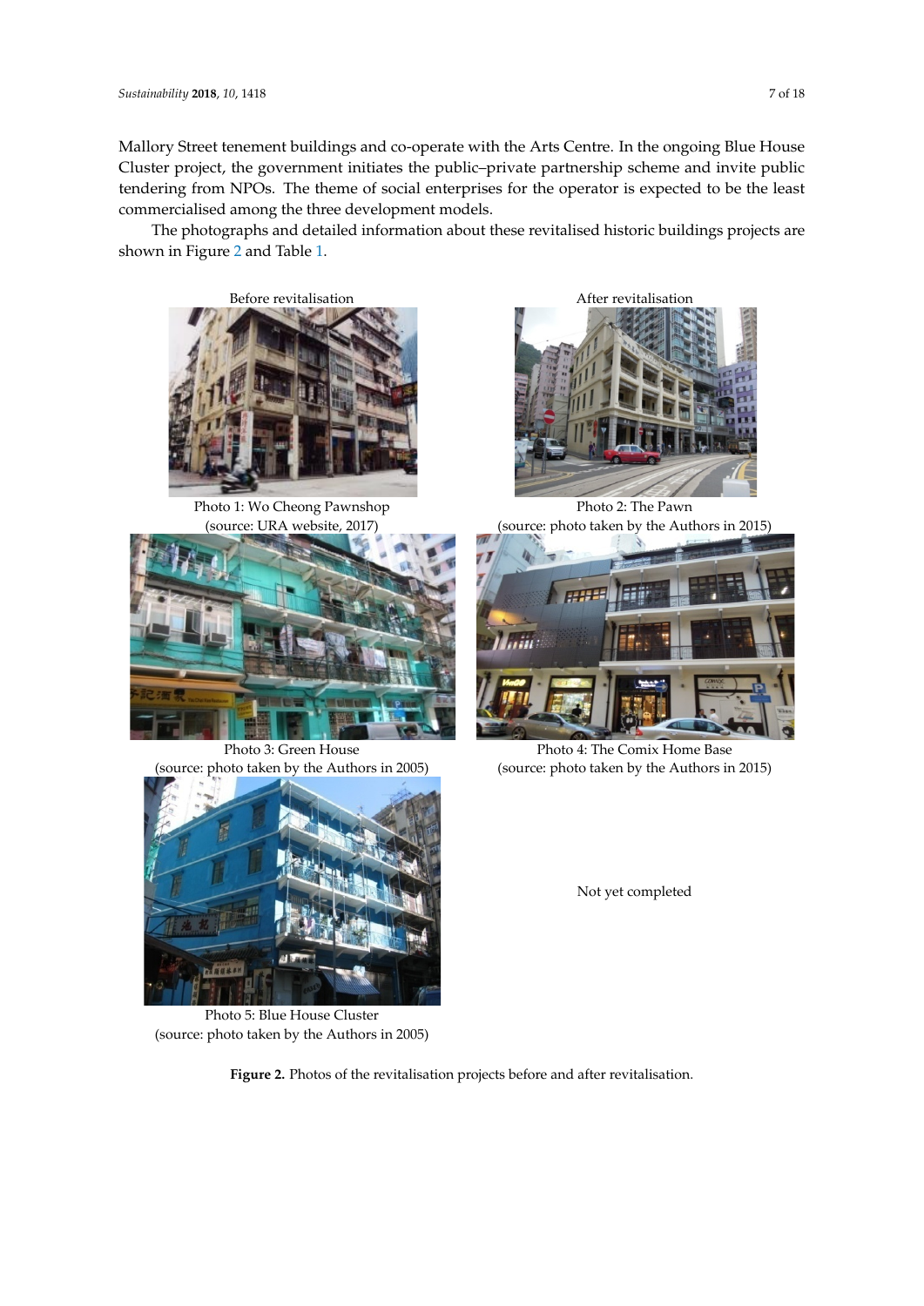Mallory Street tenement buildings and co-operate with the Arts Centre. In the ongoing Blue House Cluster project, the government initiates the public–private partnership scheme and invite public tendering from NPOs. The theme of social enterprises for the operator is expected to be the least commercialised among the three development models.

The photographs and detailed information about these revitalised historic buildings projects are shown in Figure 2 and Table 1.

Before revitalisation

After revitalisation

Photo 1: Wo Cheong Pawnshop (source: URA website, 2017)

Photo 2: The Pawn (source: photo taken by the Authors in 2015)

Photo 3: Green House (source: photo taken by the Authors in 2005)

Photo 4: The Comix Home Base (source: photo taken by the Authors in 2015)

Photo 5: Blue House Cluster (source: photo taken by the Authors in 2005)

Not yet completed

**Figure 2.** Photos of the revitalisation projects before and after revitalisation.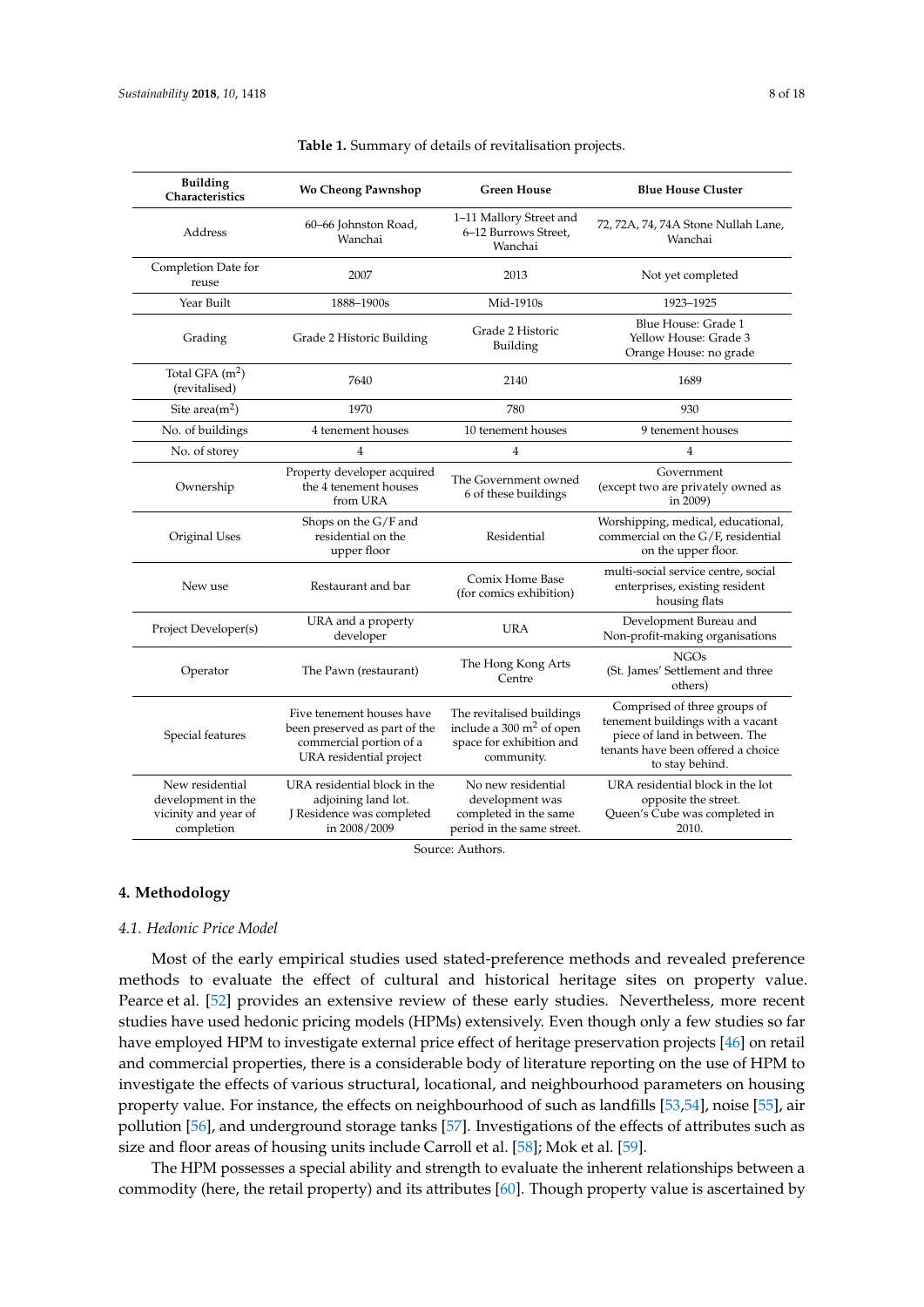**Table 1.** Summary of details of revitalisation projects.

| Building Characteristics | Wo Cheong Pawnshop | Green House | Blue House Cluster |
|---|---|---|---|
| Address | 60–66 Johnston Road, Wanchai | 1–11 Mallory Street and 6–12 Burrows Street, Wanchai | 72, 72A, 74, 74A Stone Nullah Lane, Wanchai |
| Completion Date for reuse | 2007 | 2013 | Not yet completed |
| Year Built | 1888–1900s | Mid-1910s | 1923–1925 |
| Grading | Grade 2 Historic Building | Grade 2 Historic Building | Blue House: Grade 1 Yellow House: Grade 3 Orange House: no grade |
| Total GFA ($m^2$) (revitalised) | 7640 | 2140 | 1689 |
| Site area($m^2$) | 1970 | 780 | 930 |
| No. of buildings | 4 tenement houses | 10 tenement houses | 9 tenement houses |
| No. of storey | 4 | 4 | 4 |
| Ownership | Property developer acquired the 4 tenement houses from URA | The Government owned 6 of these buildings | Government (except two are privately owned as in 2009) |
| Original Uses | Shops on the G/F and residential on the upper floor | Residential | Worshipping, medical, educational, commercial on the G/F, residential on the upper floor. |
| New use | Restaurant and bar | Comix Home Base (for comics exhibition) | multi-social service centre, social enterprises, existing resident housing flats |
| Project Developer(s) | URA and a property developer | URA | Development Bureau and Non-profit-making organisations |
| Operator | The Pawn (restaurant) | The Hong Kong Arts Centre | NGOs (St. James' Settlement and three others) |
| Special features | Five tenement houses have been preserved as part of the commercial portion of a URA residential project | The revitalised buildings include a 300 $m^2$ of open space for exhibition and community. | Comprised of three groups of tenement buildings with a vacant piece of land in between. The tenants have been offered a choice to stay behind. |
| New residential development in the vicinity and year of completion | URA residential block in the adjoining land lot. J Residence was completed in 2008/2009 | No new residential development was completed in the same period in the same street. | URA residential block in the lot opposite the street. Queen's Cube was completed in 2010. |

Source: Authors.

## 4. Methodology

### *4.1. Hedonic Price Model*

Most of the early empirical studies used stated-preference methods and revealed preference methods to evaluate the effect of cultural and historical heritage sites on property value. Pearce et al. [52] provides an extensive review of these early studies. Nevertheless, more recent studies have used hedonic pricing models (HPMs) extensively. Even though only a few studies so far have employed HPM to investigate external price effect of heritage preservation projects [46] on retail and commercial properties, there is a considerable body of literature reporting on the use of HPM to investigate the effects of various structural, locational, and neighbourhood parameters on housing property value. For instance, the effects on neighbourhood of such as landfills [53,54], noise [55], air pollution [56], and underground storage tanks [57]. Investigations of the effects of attributes such as size and floor areas of housing units include Carroll et al. [58]; Mok et al. [59].

The HPM possesses a special ability and strength to evaluate the inherent relationships between a commodity (here, the retail property) and its attributes [60]. Though property value is ascertained by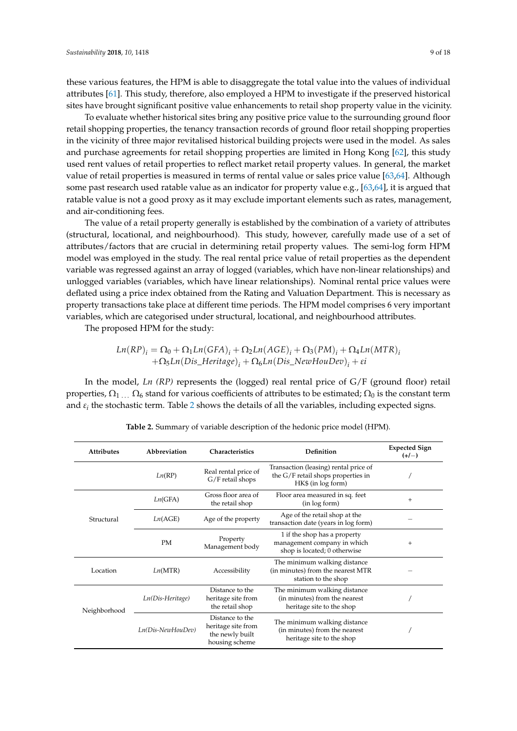these various features, the HPM is able to disaggregate the total value into the values of individual attributes [61]. This study, therefore, also employed a HPM to investigate if the preserved historical sites have brought significant positive value enhancements to retail shop property value in the vicinity.

To evaluate whether historical sites bring any positive price value to the surrounding ground floor retail shopping properties, the tenancy transaction records of ground floor retail shopping properties in the vicinity of three major revitalised historical building projects were used in the model. As sales and purchase agreements for retail shopping properties are limited in Hong Kong [62], this study used rent values of retail properties to reflect market retail property values. In general, the market value of retail properties is measured in terms of rental value or sales price value [63,64]. Although some past research used ratable value as an indicator for property value e.g., [63,64], it is argued that ratable value is not a good proxy as it may exclude important elements such as rates, management, and air-conditioning fees.

The value of a retail property generally is established by the combination of a variety of attributes (structural, locational, and neighbourhood). This study, however, carefully made use of a set of attributes/factors that are crucial in determining retail property values. The semi-log form HPM model was employed in the study. The real rental price value of retail properties as the dependent variable was regressed against an array of logged (variables, which have non-linear relationships) and unlogged variables (variables, which have linear relationships). Nominal rental price values were deflated using a price index obtained from the Rating and Valuation Department. This is necessary as property transactions take place at different time periods. The HPM model comprises 6 very important variables, which are categorised under structural, locational, and neighbourhood attributes.

The proposed HPM for the study:

$$
\begin{aligned}
Ln(RP)_i = \Omega_0 + \Omega_1 Ln(GFA)_i + \Omega_2 Ln(AGE)_i + \Omega_3 (PM)_i + \Omega_4 Ln(MTR)_i \\
+ \Omega_5 Ln(Dis\_Heritage)_i + \Omega_6 Ln(Dis\_NewHouDev)_i + \varepsilon i
\end{aligned}
$$

In the model, *Ln (RP)* represents the (logged) real rental price of G/F (ground floor) retail properties, $\Omega_{1\,\ldots}\,\Omega_6$ stand for various coefficients of attributes to be estimated; $\Omega_0$ is the constant term and $\varepsilon_i$ the stochastic term. Table 2 shows the details of all the variables, including expected signs.

**Table 2.** Summary of variable description of the hedonic price model (HPM).

| Attributes | Abbreviation | Characteristics | Definition | Expected Sign (+/−) |
|---|---|---|---|---|
| | *Ln*(RP) | Real rental price of G/F retail shops | Transaction (leasing) rental price of the G/F retail shops properties in HK$ (in log form) | / |
| Structural | *Ln*(GFA) | Gross floor area of the retail shop | Floor area measured in sq. feet (in log form) | + |
| | *Ln*(AGE) | Age of the property | Age of the retail shop at the transaction date (years in log form) | − |
| | PM | Property Management body | 1 if the shop has a property management company in which shop is located; 0 otherwise | + |
| Location | *Ln*(MTR) | Accessibility | The minimum walking distance (in minutes) from the nearest MTR station to the shop | − |
| Neighborhood | *Ln(Dis-Heritage)* | Distance to the heritage site from the retail shop | The minimum walking distance (in minutes) from the nearest heritage site to the shop | / |
| | *Ln(Dis-NewHouDev)* | Distance to the heritage site from the newly built housing scheme | The minimum walking distance (in minutes) from the nearest heritage site to the shop | / |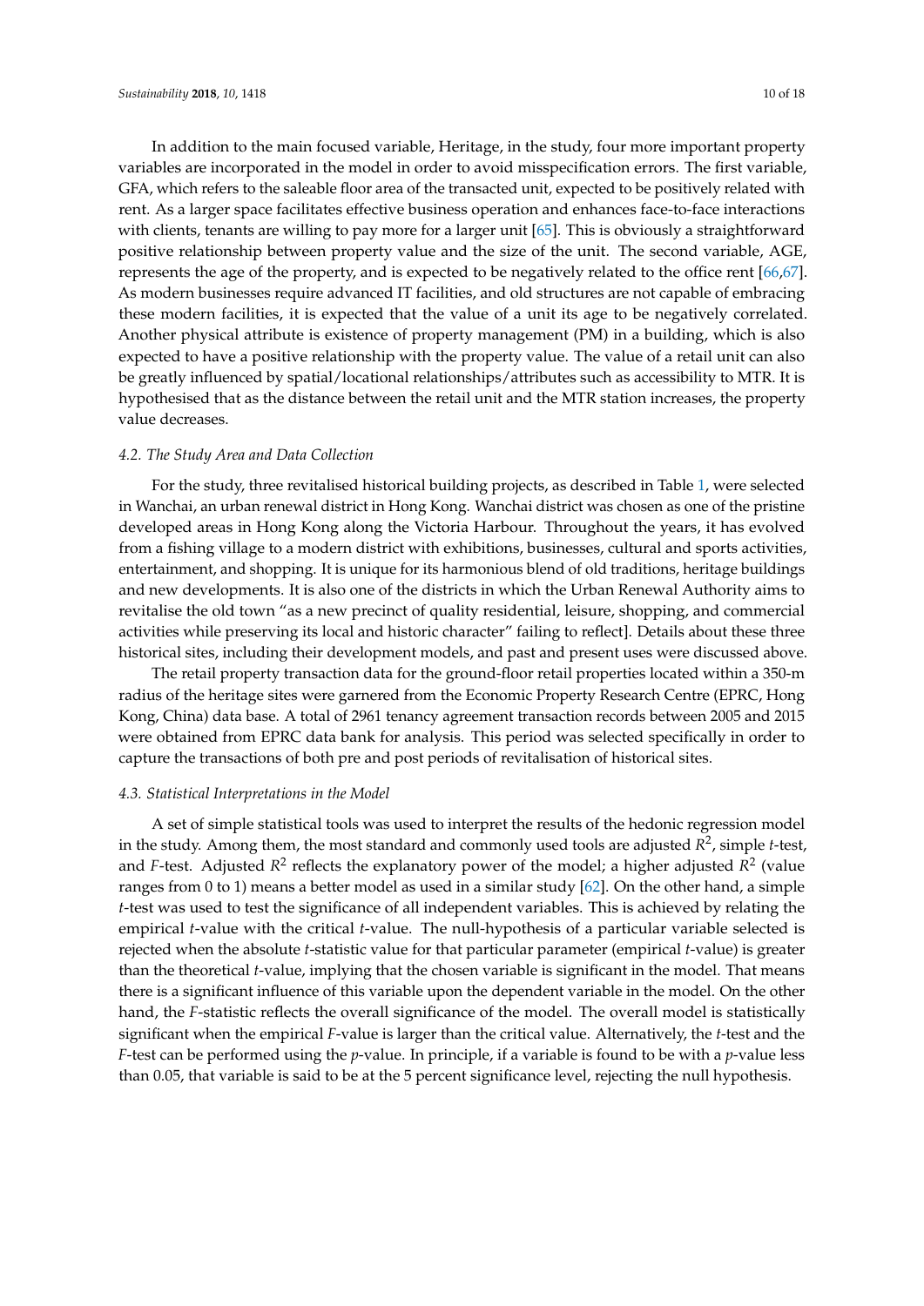In addition to the main focused variable, Heritage, in the study, four more important property variables are incorporated in the model in order to avoid misspecification errors. The first variable, GFA, which refers to the saleable floor area of the transacted unit, expected to be positively related with rent. As a larger space facilitates effective business operation and enhances face-to-face interactions with clients, tenants are willing to pay more for a larger unit [65]. This is obviously a straightforward positive relationship between property value and the size of the unit. The second variable, AGE, represents the age of the property, and is expected to be negatively related to the office rent [66,67]. As modern businesses require advanced IT facilities, and old structures are not capable of embracing these modern facilities, it is expected that the value of a unit its age to be negatively correlated. Another physical attribute is existence of property management (PM) in a building, which is also expected to have a positive relationship with the property value. The value of a retail unit can also be greatly influenced by spatial/locational relationships/attributes such as accessibility to MTR. It is hypothesised that as the distance between the retail unit and the MTR station increases, the property value decreases.

### *4.2. The Study Area and Data Collection*

For the study, three revitalised historical building projects, as described in Table 1, were selected in Wanchai, an urban renewal district in Hong Kong. Wanchai district was chosen as one of the pristine developed areas in Hong Kong along the Victoria Harbour. Throughout the years, it has evolved from a fishing village to a modern district with exhibitions, businesses, cultural and sports activities, entertainment, and shopping. It is unique for its harmonious blend of old traditions, heritage buildings and new developments. It is also one of the districts in which the Urban Renewal Authority aims to revitalise the old town "as a new precinct of quality residential, leisure, shopping, and commercial activities while preserving its local and historic character" failing to reflect]. Details about these three historical sites, including their development models, and past and present uses were discussed above.

The retail property transaction data for the ground-floor retail properties located within a 350-m radius of the heritage sites were garnered from the Economic Property Research Centre (EPRC, Hong Kong, China) data base. A total of 2961 tenancy agreement transaction records between 2005 and 2015 were obtained from EPRC data bank for analysis. This period was selected specifically in order to capture the transactions of both pre and post periods of revitalisation of historical sites.

### *4.3. Statistical Interpretations in the Model*

A set of simple statistical tools was used to interpret the results of the hedonic regression model in the study. Among them, the most standard and commonly used tools are adjusted $R^2$, simple *t*-test, and *F*-test. Adjusted $R^2$ reflects the explanatory power of the model; a higher adjusted $R^2$ (value ranges from 0 to 1) means a better model as used in a similar study [62]. On the other hand, a simple *t*-test was used to test the significance of all independent variables. This is achieved by relating the empirical *t*-value with the critical *t*-value. The null-hypothesis of a particular variable selected is rejected when the absolute *t*-statistic value for that particular parameter (empirical *t*-value) is greater than the theoretical *t*-value, implying that the chosen variable is significant in the model. That means there is a significant influence of this variable upon the dependent variable in the model. On the other hand, the *F*-statistic reflects the overall significance of the model. The overall model is statistically significant when the empirical *F*-value is larger than the critical value. Alternatively, the *t*-test and the *F*-test can be performed using the *p*-value. In principle, if a variable is found to be with a *p*-value less than 0.05, that variable is said to be at the 5 percent significance level, rejecting the null hypothesis.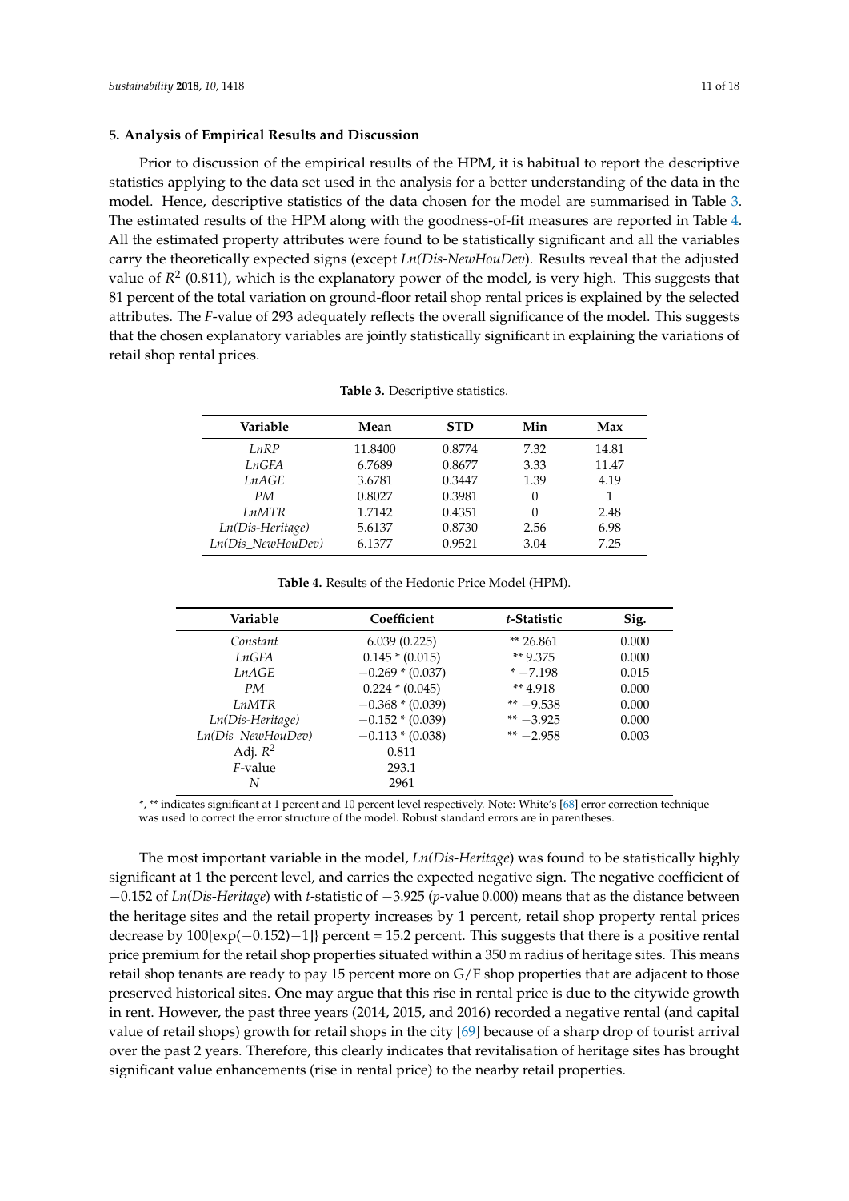## 5. Analysis of Empirical Results and Discussion

Prior to discussion of the empirical results of the HPM, it is habitual to report the descriptive statistics applying to the data set used in the analysis for a better understanding of the data in the model. Hence, descriptive statistics of the data chosen for the model are summarised in Table 3. The estimated results of the HPM along with the goodness-of-fit measures are reported in Table 4. All the estimated property attributes were found to be statistically significant and all the variables carry the theoretically expected signs (except *Ln(Dis-NewHouDev*). Results reveal that the adjusted value of $R^2$ (0.811), which is the explanatory power of the model, is very high. This suggests that 81 percent of the total variation on ground-floor retail shop rental prices is explained by the selected attributes. The *F*-value of 293 adequately reflects the overall significance of the model. This suggests that the chosen explanatory variables are jointly statistically significant in explaining the variations of retail shop rental prices.

**Table 3.** Descriptive statistics.

| Variable | Mean | STD | Min | Max |
|---|---|---|---|---|
| *LnRP* | 11.8400 | 0.8774 | 7.32 | 14.81 |
| *LnGFA* | 6.7689 | 0.8677 | 3.33 | 11.47 |
| *LnAGE* | 3.6781 | 0.3447 | 1.39 | 4.19 |
| *PM* | 0.8027 | 0.3981 | 0 | 1 |
| *LnMTR* | 1.7142 | 0.4351 | 0 | 2.48 |
| *Ln(Dis-Heritage)* | 5.6137 | 0.8730 | 2.56 | 6.98 |
| *Ln(Dis_NewHouDev)* | 6.1377 | 0.9521 | 3.04 | 7.25 |

**Table 4.** Results of the Hedonic Price Model (HPM).

| Variable | Coefficient | *t*-Statistic | Sig. |
|---|---|---|---|
| *Constant* | 6.039 (0.225) | ** 26.861 | 0.000 |
| *LnGFA* | 0.145 * (0.015) | ** 9.375 | 0.000 |
| *LnAGE* | −0.269 * (0.037) | * −7.198 | 0.015 |
| *PM* | 0.224 * (0.045) | ** 4.918 | 0.000 |
| *LnMTR* | −0.368 * (0.039) | ** −9.538 | 0.000 |
| *Ln(Dis-Heritage)* | −0.152 * (0.039) | ** −3.925 | 0.000 |
| *Ln(Dis_NewHouDev)* | −0.113 * (0.038) | ** −2.958 | 0.003 |
| Adj. $R^2$ | 0.811 | | |
| *F*-value | 293.1 | | |
| *N* | 2961 | | |

*, ** indicates significant at 1 percent and 10 percent level respectively. Note: White's [68] error correction technique was used to correct the error structure of the model. Robust standard errors are in parentheses.

The most important variable in the model, *Ln(Dis-Heritage*) was found to be statistically highly significant at 1 the percent level, and carries the expected negative sign. The negative coefficient of −0.152 of *Ln(Dis-Heritage*) with *t*-statistic of −3.925 (*p*-value 0.000) means that as the distance between the heritage sites and the retail property increases by 1 percent, retail shop property rental prices decrease by 100[exp(−0.152)−1]} percent = 15.2 percent. This suggests that there is a positive rental price premium for the retail shop properties situated within a 350 m radius of heritage sites. This means retail shop tenants are ready to pay 15 percent more on G/F shop properties that are adjacent to those preserved historical sites. One may argue that this rise in rental price is due to the citywide growth in rent. However, the past three years (2014, 2015, and 2016) recorded a negative rental (and capital value of retail shops) growth for retail shops in the city [69] because of a sharp drop of tourist arrival over the past 2 years. Therefore, this clearly indicates that revitalisation of heritage sites has brought significant value enhancements (rise in rental price) to the nearby retail properties.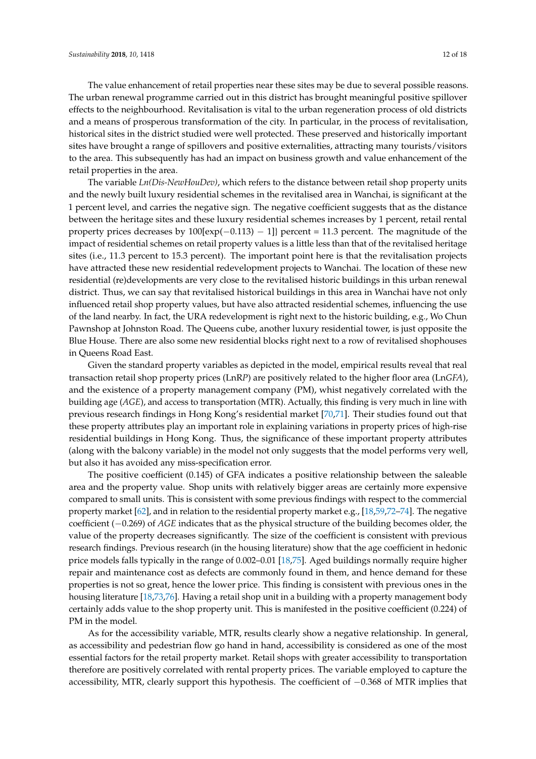The value enhancement of retail properties near these sites may be due to several possible reasons. The urban renewal programme carried out in this district has brought meaningful positive spillover effects to the neighbourhood. Revitalisation is vital to the urban regeneration process of old districts and a means of prosperous transformation of the city. In particular, in the process of revitalisation, historical sites in the district studied were well protected. These preserved and historically important sites have brought a range of spillovers and positive externalities, attracting many tourists/visitors to the area. This subsequently has had an impact on business growth and value enhancement of the retail properties in the area.

The variable *Ln(Dis-NewHouDev)*, which refers to the distance between retail shop property units and the newly built luxury residential schemes in the revitalised area in Wanchai, is significant at the 1 percent level, and carries the negative sign. The negative coefficient suggests that as the distance between the heritage sites and these luxury residential schemes increases by 1 percent, retail rental property prices decreases by $100[\exp(-0.113) - 1]\}$ percent = 11.3 percent. The magnitude of the impact of residential schemes on retail property values is a little less than that of the revitalised heritage sites (i.e., 11.3 percent to 15.3 percent). The important point here is that the revitalisation projects have attracted these new residential redevelopment projects to Wanchai. The location of these new residential (re)developments are very close to the revitalised historic buildings in this urban renewal district. Thus, we can say that revitalised historical buildings in this area in Wanchai have not only influenced retail shop property values, but have also attracted residential schemes, influencing the use of the land nearby. In fact, the URA redevelopment is right next to the historic building, e.g., Wo Chun Pawnshop at Johnston Road. The Queens cube, another luxury residential tower, is just opposite the Blue House. There are also some new residential blocks right next to a row of revitalised shophouses in Queens Road East.

Given the standard property variables as depicted in the model, empirical results reveal that real transaction retail shop property prices (LnR*P*) are positively related to the higher floor area (Ln*GFA*), and the existence of a property management company (PM), whilst negatively correlated with the building age (*AGE*), and access to transportation (MTR). Actually, this finding is very much in line with previous research findings in Hong Kong's residential market [70,71]. Their studies found out that these property attributes play an important role in explaining variations in property prices of high-rise residential buildings in Hong Kong. Thus, the significance of these important property attributes (along with the balcony variable) in the model not only suggests that the model performs very well, but also it has avoided any miss-specification error.

The positive coefficient (0.145) of GFA indicates a positive relationship between the saleable area and the property value. Shop units with relatively bigger areas are certainly more expensive compared to small units. This is consistent with some previous findings with respect to the commercial property market [62], and in relation to the residential property market e.g., [18,59,72–74]. The negative coefficient (−0.269) of *AGE* indicates that as the physical structure of the building becomes older, the value of the property decreases significantly. The size of the coefficient is consistent with previous research findings. Previous research (in the housing literature) show that the age coefficient in hedonic price models falls typically in the range of 0.002–0.01 [18,75]. Aged buildings normally require higher repair and maintenance cost as defects are commonly found in them, and hence demand for these properties is not so great, hence the lower price. This finding is consistent with previous ones in the housing literature [18,73,76]. Having a retail shop unit in a building with a property management body certainly adds value to the shop property unit. This is manifested in the positive coefficient (0.224) of PM in the model.

As for the accessibility variable, MTR, results clearly show a negative relationship. In general, as accessibility and pedestrian flow go hand in hand, accessibility is considered as one of the most essential factors for the retail property market. Retail shops with greater accessibility to transportation therefore are positively correlated with rental property prices. The variable employed to capture the accessibility, MTR, clearly support this hypothesis. The coefficient of −0.368 of MTR implies that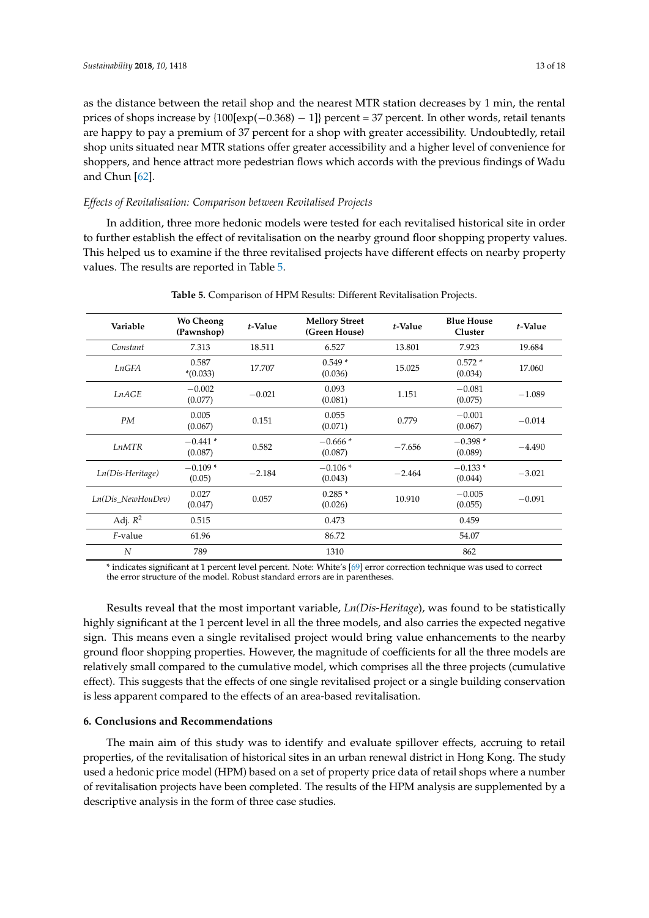as the distance between the retail shop and the nearest MTR station decreases by 1 min, the rental prices of shops increase by $\{100[\exp(-0.368) - 1]\}$ percent = 37 percent. In other words, retail tenants are happy to pay a premium of 37 percent for a shop with greater accessibility. Undoubtedly, retail shop units situated near MTR stations offer greater accessibility and a higher level of convenience for shoppers, and hence attract more pedestrian flows which accords with the previous findings of Wadu and Chun [62].

*Effects of Revitalisation: Comparison between Revitalised Projects*

In addition, three more hedonic models were tested for each revitalised historical site in order to further establish the effect of revitalisation on the nearby ground floor shopping property values. This helped us to examine if the three revitalised projects have different effects on nearby property values. The results are reported in Table 5.

**Table 5.** Comparison of HPM Results: Different Revitalisation Projects.

| Variable | Wo Cheong (Pawnshop) | *t*-Value | Mellory Street (Green House) | *t*-Value | Blue House Cluster | *t*-Value |
|---|---|---|---|---|---|---|
| *Constant* | 7.313 | 18.511 | 6.527 | 13.801 | 7.923 | 19.684 |
| *LnGFA* | 0.587 *(0.033) | 17.707 | 0.549 * (0.036) | 15.025 | 0.572 * (0.034) | 17.060 |
| *LnAGE* | −0.002 (0.077) | −0.021 | 0.093 (0.081) | 1.151 | −0.081 (0.075) | −1.089 |
| *PM* | 0.005 (0.067) | 0.151 | 0.055 (0.071) | 0.779 | −0.001 (0.067) | −0.014 |
| *LnMTR* | −0.441 * (0.087) | 0.582 | −0.666 * (0.087) | −7.656 | −0.398 * (0.089) | −4.490 |
| *Ln(Dis-Heritage)* | −0.109 * (0.05) | −2.184 | −0.106 * (0.043) | −2.464 | −0.133 * (0.044) | −3.021 |
| *Ln(Dis_NewHouDev)* | 0.027 (0.047) | 0.057 | 0.285 * (0.026) | 10.910 | −0.005 (0.055) | −0.091 |
| Adj. $R^2$ | 0.515 | | 0.473 | | 0.459 | |
| *F*-value | 61.96 | | 86.72 | | 54.07 | |
| *N* | 789 | | 1310 | | 862 | |

* indicates significant at 1 percent level percent. Note: White's [69] error correction technique was used to correct the error structure of the model. Robust standard errors are in parentheses.

Results reveal that the most important variable, *Ln(Dis-Heritage*), was found to be statistically highly significant at the 1 percent level in all the three models, and also carries the expected negative sign. This means even a single revitalised project would bring value enhancements to the nearby ground floor shopping properties. However, the magnitude of coefficients for all the three models are relatively small compared to the cumulative model, which comprises all the three projects (cumulative effect). This suggests that the effects of one single revitalised project or a single building conservation is less apparent compared to the effects of an area-based revitalisation.

## 6. Conclusions and Recommendations

The main aim of this study was to identify and evaluate spillover effects, accruing to retail properties, of the revitalisation of historical sites in an urban renewal district in Hong Kong. The study used a hedonic price model (HPM) based on a set of property price data of retail shops where a number of revitalisation projects have been completed. The results of the HPM analysis are supplemented by a descriptive analysis in the form of three case studies.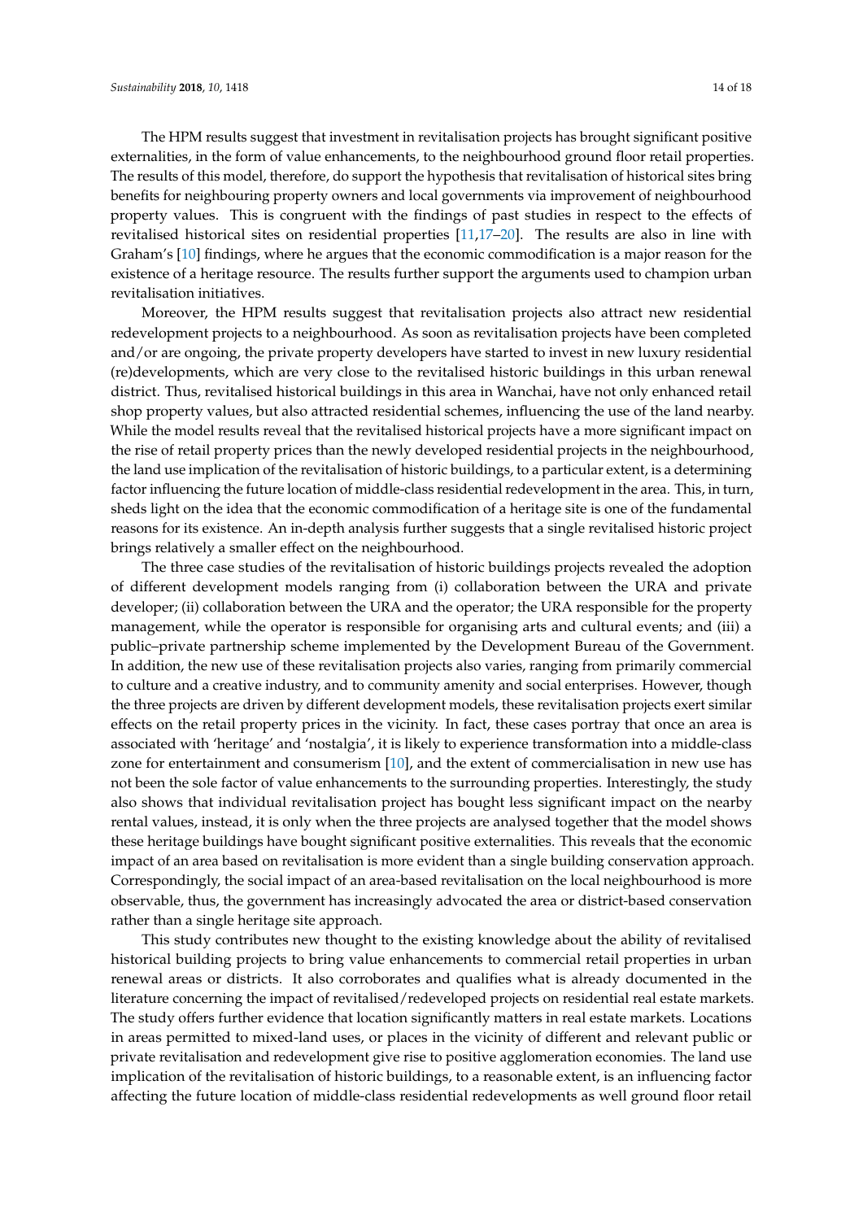The HPM results suggest that investment in revitalisation projects has brought significant positive externalities, in the form of value enhancements, to the neighbourhood ground floor retail properties. The results of this model, therefore, do support the hypothesis that revitalisation of historical sites bring benefits for neighbouring property owners and local governments via improvement of neighbourhood property values. This is congruent with the findings of past studies in respect to the effects of revitalised historical sites on residential properties [11,17–20]. The results are also in line with Graham's [10] findings, where he argues that the economic commodification is a major reason for the existence of a heritage resource. The results further support the arguments used to champion urban revitalisation initiatives.

Moreover, the HPM results suggest that revitalisation projects also attract new residential redevelopment projects to a neighbourhood. As soon as revitalisation projects have been completed and/or are ongoing, the private property developers have started to invest in new luxury residential (re)developments, which are very close to the revitalised historic buildings in this urban renewal district. Thus, revitalised historical buildings in this area in Wanchai, have not only enhanced retail shop property values, but also attracted residential schemes, influencing the use of the land nearby. While the model results reveal that the revitalised historical projects have a more significant impact on the rise of retail property prices than the newly developed residential projects in the neighbourhood, the land use implication of the revitalisation of historic buildings, to a particular extent, is a determining factor influencing the future location of middle-class residential redevelopment in the area. This, in turn, sheds light on the idea that the economic commodification of a heritage site is one of the fundamental reasons for its existence. An in-depth analysis further suggests that a single revitalised historic project brings relatively a smaller effect on the neighbourhood.

The three case studies of the revitalisation of historic buildings projects revealed the adoption of different development models ranging from (i) collaboration between the URA and private developer; (ii) collaboration between the URA and the operator; the URA responsible for the property management, while the operator is responsible for organising arts and cultural events; and (iii) a public–private partnership scheme implemented by the Development Bureau of the Government. In addition, the new use of these revitalisation projects also varies, ranging from primarily commercial to culture and a creative industry, and to community amenity and social enterprises. However, though the three projects are driven by different development models, these revitalisation projects exert similar effects on the retail property prices in the vicinity. In fact, these cases portray that once an area is associated with 'heritage' and 'nostalgia', it is likely to experience transformation into a middle-class zone for entertainment and consumerism [10], and the extent of commercialisation in new use has not been the sole factor of value enhancements to the surrounding properties. Interestingly, the study also shows that individual revitalisation project has bought less significant impact on the nearby rental values, instead, it is only when the three projects are analysed together that the model shows these heritage buildings have bought significant positive externalities. This reveals that the economic impact of an area based on revitalisation is more evident than a single building conservation approach. Correspondingly, the social impact of an area-based revitalisation on the local neighbourhood is more observable, thus, the government has increasingly advocated the area or district-based conservation rather than a single heritage site approach.

This study contributes new thought to the existing knowledge about the ability of revitalised historical building projects to bring value enhancements to commercial retail properties in urban renewal areas or districts. It also corroborates and qualifies what is already documented in the literature concerning the impact of revitalised/redeveloped projects on residential real estate markets. The study offers further evidence that location significantly matters in real estate markets. Locations in areas permitted to mixed-land uses, or places in the vicinity of different and relevant public or private revitalisation and redevelopment give rise to positive agglomeration economies. The land use implication of the revitalisation of historic buildings, to a reasonable extent, is an influencing factor affecting the future location of middle-class residential redevelopments as well ground floor retail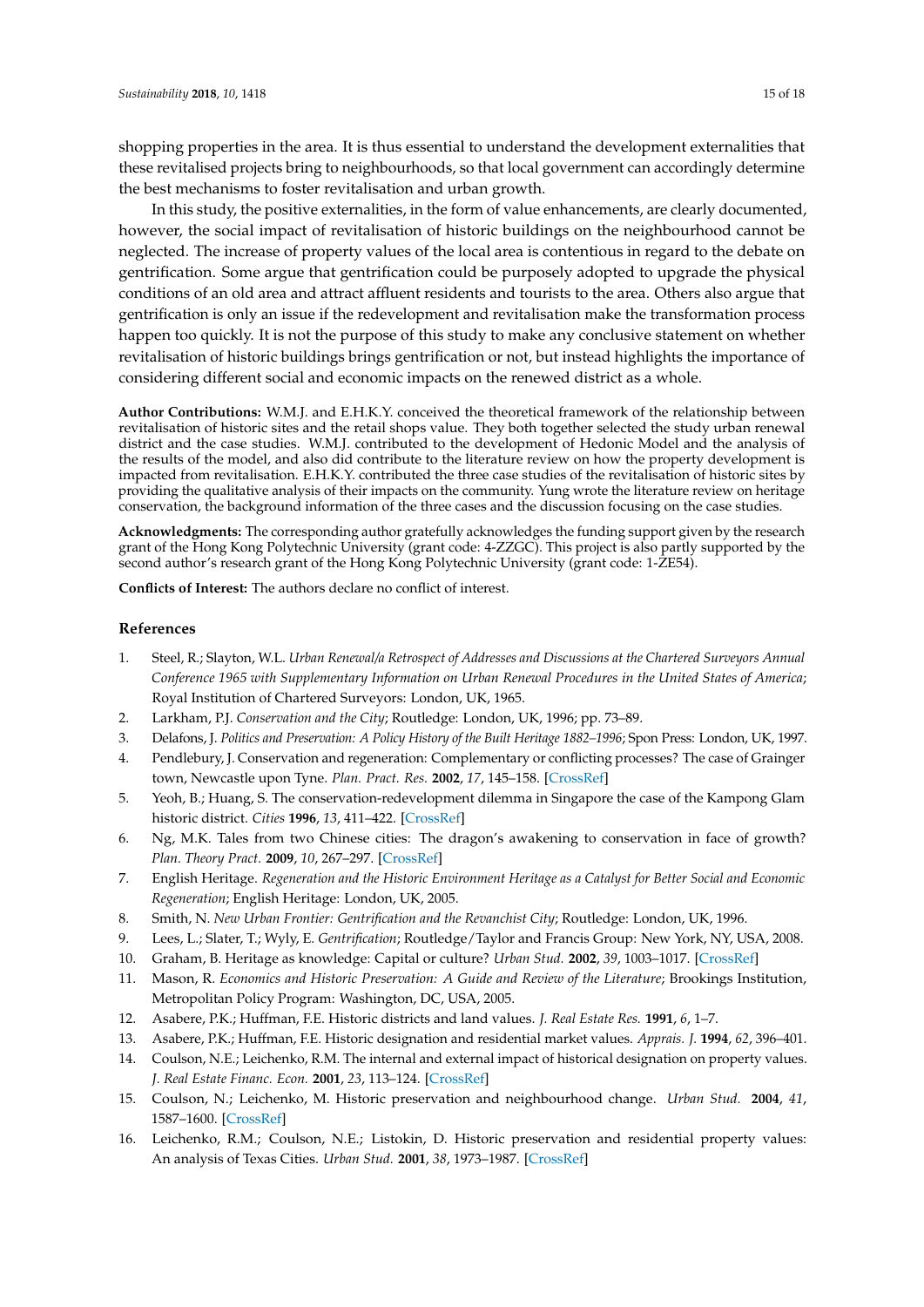shopping properties in the area. It is thus essential to understand the development externalities that these revitalised projects bring to neighbourhoods, so that local government can accordingly determine the best mechanisms to foster revitalisation and urban growth.

In this study, the positive externalities, in the form of value enhancements, are clearly documented, however, the social impact of revitalisation of historic buildings on the neighbourhood cannot be neglected. The increase of property values of the local area is contentious in regard to the debate on gentrification. Some argue that gentrification could be purposely adopted to upgrade the physical conditions of an old area and attract affluent residents and tourists to the area. Others also argue that gentrification is only an issue if the redevelopment and revitalisation make the transformation process happen too quickly. It is not the purpose of this study to make any conclusive statement on whether revitalisation of historic buildings brings gentrification or not, but instead highlights the importance of considering different social and economic impacts on the renewed district as a whole.

**Author Contributions:** W.M.J. and E.H.K.Y. conceived the theoretical framework of the relationship between revitalisation of historic sites and the retail shops value. They both together selected the study urban renewal district and the case studies. W.M.J. contributed to the development of Hedonic Model and the analysis of the results of the model, and also did contribute to the literature review on how the property development is impacted from revitalisation. E.H.K.Y. contributed the three case studies of the revitalisation of historic sites by providing the qualitative analysis of their impacts on the community. Yung wrote the literature review on heritage conservation, the background information of the three cases and the discussion focusing on the case studies.

**Acknowledgments:** The corresponding author gratefully acknowledges the funding support given by the research grant of the Hong Kong Polytechnic University (grant code: 4-ZZGC). This project is also partly supported by the second author's research grant of the Hong Kong Polytechnic University (grant code: 1-ZE54).

**Conflicts of Interest:** The authors declare no conflict of interest.

## References

1. Steel, R.; Slayton, W.L. *Urban Renewal/a Retrospect of Addresses and Discussions at the Chartered Surveyors Annual Conference 1965 with Supplementary Information on Urban Renewal Procedures in the United States of America*; Royal Institution of Chartered Surveyors: London, UK, 1965.
2. Larkham, P.J. *Conservation and the City*; Routledge: London, UK, 1996; pp. 73–89.
3. Delafons, J. *Politics and Preservation: A Policy History of the Built Heritage 1882–1996*; Spon Press: London, UK, 1997.
4. Pendlebury, J. Conservation and regeneration: Complementary or conflicting processes? The case of Grainger town, Newcastle upon Tyne. *Plan. Pract. Res.* **2002**, *17*, 145–158. [CrossRef]
5. Yeoh, B.; Huang, S. The conservation-redevelopment dilemma in Singapore the case of the Kampong Glam historic district. *Cities* **1996**, *13*, 411–422. [CrossRef]
6. Ng, M.K. Tales from two Chinese cities: The dragon's awakening to conservation in face of growth? *Plan. Theory Pract.* **2009**, *10*, 267–297. [CrossRef]
7. English Heritage. *Regeneration and the Historic Environment Heritage as a Catalyst for Better Social and Economic Regeneration*; English Heritage: London, UK, 2005.
8. Smith, N. *New Urban Frontier: Gentrification and the Revanchist City*; Routledge: London, UK, 1996.
9. Lees, L.; Slater, T.; Wyly, E. *Gentrification*; Routledge/Taylor and Francis Group: New York, NY, USA, 2008.
10. Graham, B. Heritage as knowledge: Capital or culture? *Urban Stud.* **2002**, *39*, 1003–1017. [CrossRef]
11. Mason, R. *Economics and Historic Preservation: A Guide and Review of the Literature*; Brookings Institution, Metropolitan Policy Program: Washington, DC, USA, 2005.
12. Asabere, P.K.; Huffman, F.E. Historic districts and land values. *J. Real Estate Res.* **1991**, *6*, 1–7.
13. Asabere, P.K.; Huffman, F.E. Historic designation and residential market values. *Apprais. J.* **1994**, *62*, 396–401.
14. Coulson, N.E.; Leichenko, R.M. The internal and external impact of historical designation on property values. *J. Real Estate Financ. Econ.* **2001**, *23*, 113–124. [CrossRef]
15. Coulson, N.; Leichenko, M. Historic preservation and neighbourhood change. *Urban Stud.* **2004**, *41*, 1587–1600. [CrossRef]
16. Leichenko, R.M.; Coulson, N.E.; Listokin, D. Historic preservation and residential property values: An analysis of Texas Cities. *Urban Stud.* **2001**, *38*, 1973–1987. [CrossRef]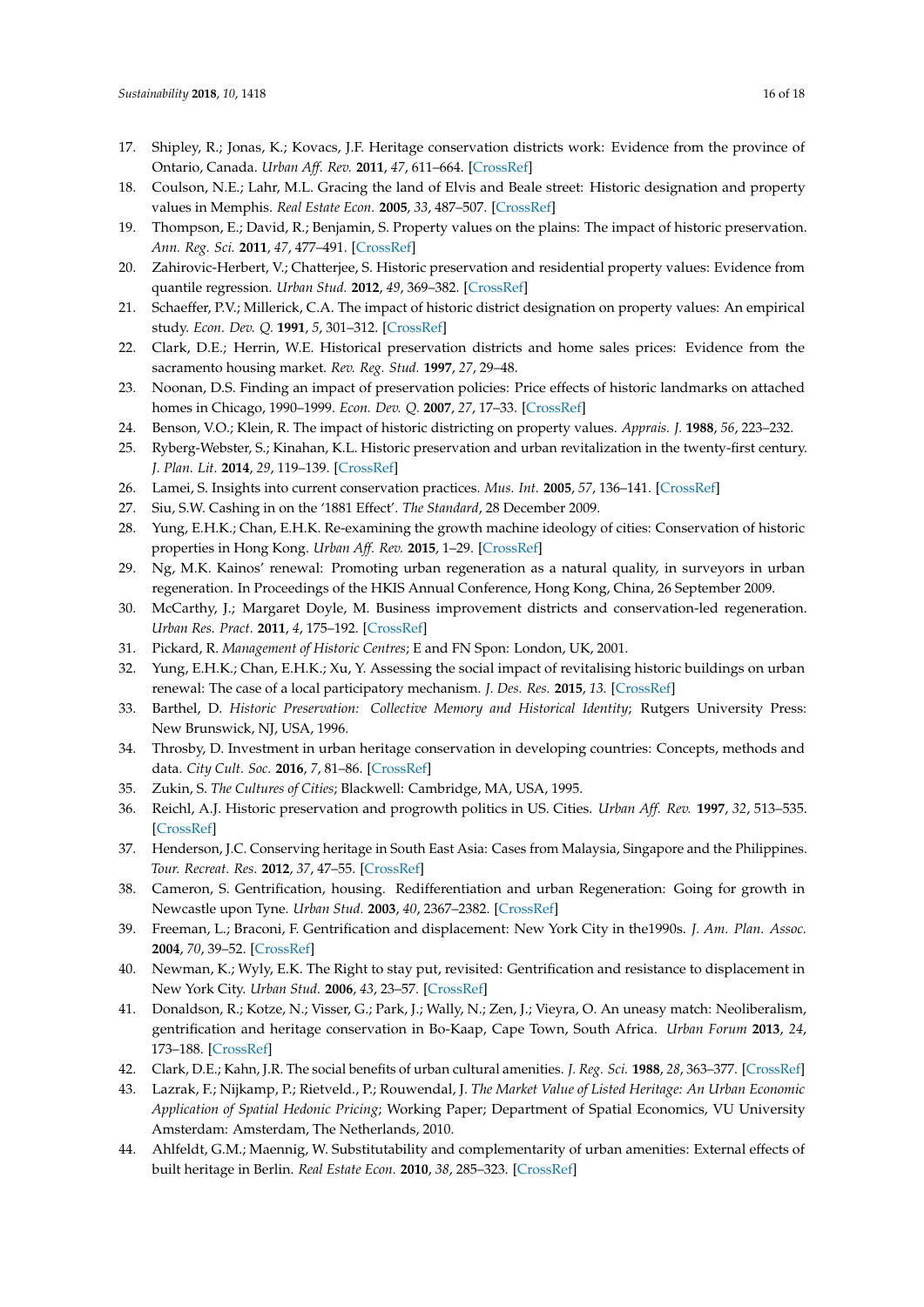17. Shipley, R.; Jonas, K.; Kovacs, J.F. Heritage conservation districts work: Evidence from the province of Ontario, Canada. *Urban Aff. Rev.* **2011**, *47*, 611–664. [CrossRef]
18. Coulson, N.E.; Lahr, M.L. Gracing the land of Elvis and Beale street: Historic designation and property values in Memphis. *Real Estate Econ.* **2005**, *33*, 487–507. [CrossRef]
19. Thompson, E.; David, R.; Benjamin, S. Property values on the plains: The impact of historic preservation. *Ann. Reg. Sci.* **2011**, *47*, 477–491. [CrossRef]
20. Zahirovic-Herbert, V.; Chatterjee, S. Historic preservation and residential property values: Evidence from quantile regression. *Urban Stud.* **2012**, *49*, 369–382. [CrossRef]
21. Schaeffer, P.V.; Millerick, C.A. The impact of historic district designation on property values: An empirical study. *Econ. Dev. Q.* **1991**, *5*, 301–312. [CrossRef]
22. Clark, D.E.; Herrin, W.E. Historical preservation districts and home sales prices: Evidence from the sacramento housing market. *Rev. Reg. Stud.* **1997**, *27*, 29–48.
23. Noonan, D.S. Finding an impact of preservation policies: Price effects of historic landmarks on attached homes in Chicago, 1990–1999. *Econ. Dev. Q.* **2007**, *27*, 17–33. [CrossRef]
24. Benson, V.O.; Klein, R. The impact of historic districting on property values. *Apprais. J.* **1988**, *56*, 223–232.
25. Ryberg-Webster, S.; Kinahan, K.L. Historic preservation and urban revitalization in the twenty-first century. *J. Plan. Lit.* **2014**, *29*, 119–139. [CrossRef]
26. Lamei, S. Insights into current conservation practices. *Mus. Int.* **2005**, *57*, 136–141. [CrossRef]
27. Siu, S.W. Cashing in on the '1881 Effect'. *The Standard*, 28 December 2009.
28. Yung, E.H.K.; Chan, E.H.K. Re-examining the growth machine ideology of cities: Conservation of historic properties in Hong Kong. *Urban Aff. Rev.* **2015**, 1–29. [CrossRef]
29. Ng, M.K. Kainos' renewal: Promoting urban regeneration as a natural quality, in surveyors in urban regeneration. In Proceedings of the HKIS Annual Conference, Hong Kong, China, 26 September 2009.
30. McCarthy, J.; Margaret Doyle, M. Business improvement districts and conservation-led regeneration. *Urban Res. Pract.* **2011**, *4*, 175–192. [CrossRef]
31. Pickard, R. *Management of Historic Centres*; E and FN Spon: London, UK, 2001.
32. Yung, E.H.K.; Chan, E.H.K.; Xu, Y. Assessing the social impact of revitalising historic buildings on urban renewal: The case of a local participatory mechanism. *J. Des. Res.* **2015**, *13*. [CrossRef]
33. Barthel, D. *Historic Preservation: Collective Memory and Historical Identity*; Rutgers University Press: New Brunswick, NJ, USA, 1996.
34. Throsby, D. Investment in urban heritage conservation in developing countries: Concepts, methods and data. *City Cult. Soc.* **2016**, *7*, 81–86. [CrossRef]
35. Zukin, S. *The Cultures of Cities*; Blackwell: Cambridge, MA, USA, 1995.
36. Reichl, A.J. Historic preservation and progrowth politics in US. Cities. *Urban Aff. Rev.* **1997**, *32*, 513–535. [CrossRef]
37. Henderson, J.C. Conserving heritage in South East Asia: Cases from Malaysia, Singapore and the Philippines. *Tour. Recreat. Res.* **2012**, *37*, 47–55. [CrossRef]
38. Cameron, S. Gentrification, housing. Redifferentiation and urban Regeneration: Going for growth in Newcastle upon Tyne. *Urban Stud.* **2003**, *40*, 2367–2382. [CrossRef]
39. Freeman, L.; Braconi, F. Gentrification and displacement: New York City in the1990s. *J. Am. Plan. Assoc.* **2004**, *70*, 39–52. [CrossRef]
40. Newman, K.; Wyly, E.K. The Right to stay put, revisited: Gentrification and resistance to displacement in New York City. *Urban Stud.* **2006**, *43*, 23–57. [CrossRef]
41. Donaldson, R.; Kotze, N.; Visser, G.; Park, J.; Wally, N.; Zen, J.; Vieyra, O. An uneasy match: Neoliberalism, gentrification and heritage conservation in Bo-Kaap, Cape Town, South Africa. *Urban Forum* **2013**, *24*, 173–188. [CrossRef]
42. Clark, D.E.; Kahn, J.R. The social benefits of urban cultural amenities. *J. Reg. Sci.* **1988**, *28*, 363–377. [CrossRef]
43. Lazrak, F.; Nijkamp, P.; Rietveld., P.; Rouwendal, J. *The Market Value of Listed Heritage: An Urban Economic Application of Spatial Hedonic Pricing*; Working Paper; Department of Spatial Economics, VU University Amsterdam: Amsterdam, The Netherlands, 2010.
44. Ahlfeldt, G.M.; Maennig, W. Substitutability and complementarity of urban amenities: External effects of built heritage in Berlin. *Real Estate Econ.* **2010**, *38*, 285–323. [CrossRef]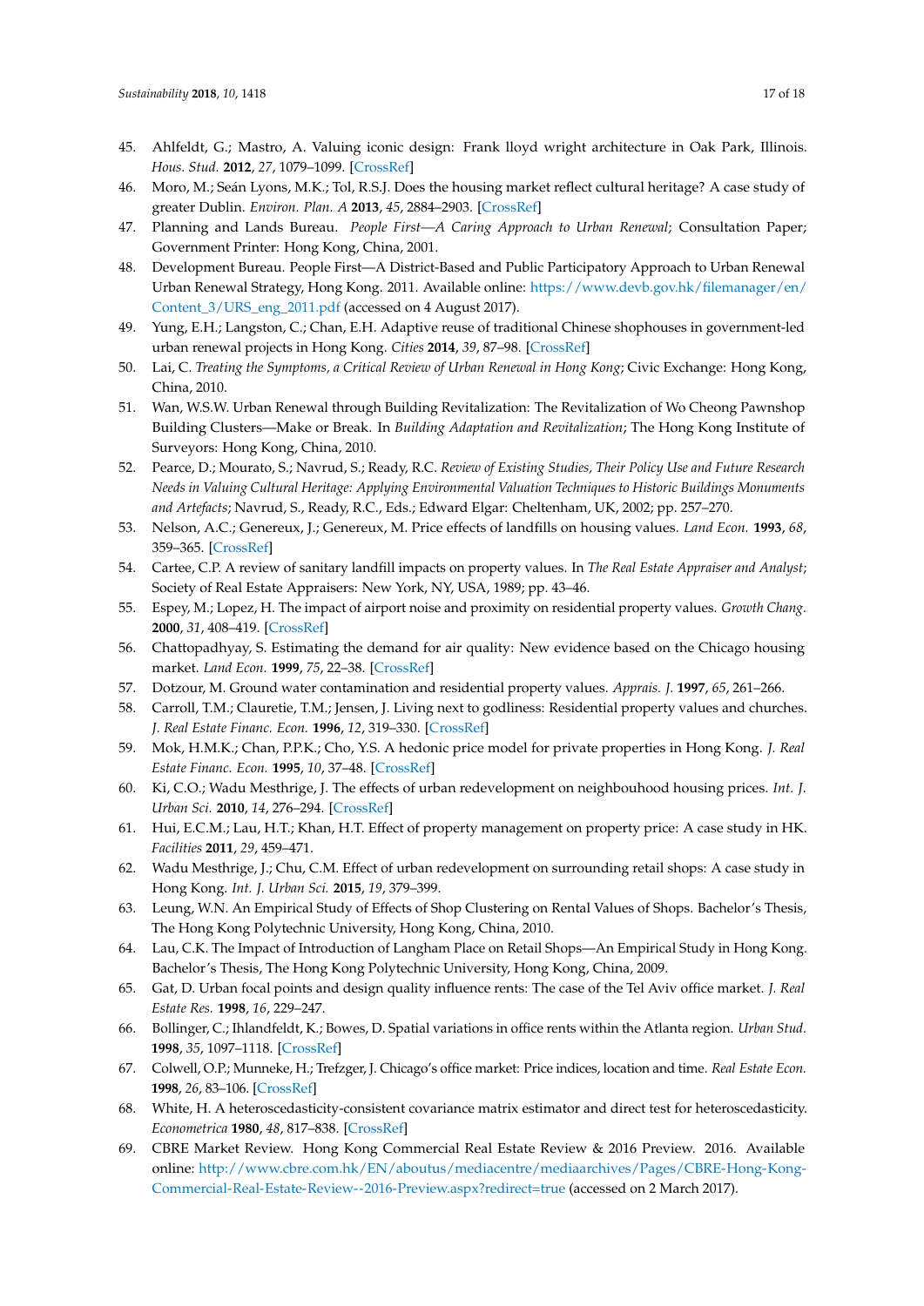45. Ahlfeldt, G.; Mastro, A. Valuing iconic design: Frank lloyd wright architecture in Oak Park, Illinois. *Hous. Stud.* **2012**, *27*, 1079–1099. [CrossRef]
46. Moro, M.; Seán Lyons, M.K.; Tol, R.S.J. Does the housing market reflect cultural heritage? A case study of greater Dublin. *Environ. Plan. A* **2013**, *45*, 2884–2903. [CrossRef]
47. Planning and Lands Bureau. *People First—A Caring Approach to Urban Renewal*; Consultation Paper; Government Printer: Hong Kong, China, 2001.
48. Development Bureau. People First—A District-Based and Public Participatory Approach to Urban Renewal Urban Renewal Strategy, Hong Kong. 2011. Available online: https://www.devb.gov.hk/filemanager/en/Content_3/URS_eng_2011.pdf (accessed on 4 August 2017).
49. Yung, E.H.; Langston, C.; Chan, E.H. Adaptive reuse of traditional Chinese shophouses in government-led urban renewal projects in Hong Kong. *Cities* **2014**, *39*, 87–98. [CrossRef]
50. Lai, C. *Treating the Symptoms, a Critical Review of Urban Renewal in Hong Kong*; Civic Exchange: Hong Kong, China, 2010.
51. Wan, W.S.W. Urban Renewal through Building Revitalization: The Revitalization of Wo Cheong Pawnshop Building Clusters—Make or Break. In *Building Adaptation and Revitalization*; The Hong Kong Institute of Surveyors: Hong Kong, China, 2010.
52. Pearce, D.; Mourato, S.; Navrud, S.; Ready, R.C. *Review of Existing Studies, Their Policy Use and Future Research Needs in Valuing Cultural Heritage: Applying Environmental Valuation Techniques to Historic Buildings Monuments and Artefacts*; Navrud, S., Ready, R.C., Eds.; Edward Elgar: Cheltenham, UK, 2002; pp. 257–270.
53. Nelson, A.C.; Genereux, J.; Genereux, M. Price effects of landfills on housing values. *Land Econ.* **1993**, *68*, 359–365. [CrossRef]
54. Cartee, C.P. A review of sanitary landfill impacts on property values. In *The Real Estate Appraiser and Analyst*; Society of Real Estate Appraisers: New York, NY, USA, 1989; pp. 43–46.
55. Espey, M.; Lopez, H. The impact of airport noise and proximity on residential property values. *Growth Chang.* **2000**, *31*, 408–419. [CrossRef]
56. Chattopadhyay, S. Estimating the demand for air quality: New evidence based on the Chicago housing market. *Land Econ.* **1999**, *75*, 22–38. [CrossRef]
57. Dotzour, M. Ground water contamination and residential property values. *Apprais. J.* **1997**, *65*, 261–266.
58. Carroll, T.M.; Clauretie, T.M.; Jensen, J. Living next to godliness: Residential property values and churches. *J. Real Estate Financ. Econ.* **1996**, *12*, 319–330. [CrossRef]
59. Mok, H.M.K.; Chan, P.P.K.; Cho, Y.S. A hedonic price model for private properties in Hong Kong. *J. Real Estate Financ. Econ.* **1995**, *10*, 37–48. [CrossRef]
60. Ki, C.O.; Wadu Mesthrige, J. The effects of urban redevelopment on neighbouhood housing prices. *Int. J. Urban Sci.* **2010**, *14*, 276–294. [CrossRef]
61. Hui, E.C.M.; Lau, H.T.; Khan, H.T. Effect of property management on property price: A case study in HK. *Facilities* **2011**, *29*, 459–471.
62. Wadu Mesthrige, J.; Chu, C.M. Effect of urban redevelopment on surrounding retail shops: A case study in Hong Kong. *Int. J. Urban Sci.* **2015**, *19*, 379–399.
63. Leung, W.N. An Empirical Study of Effects of Shop Clustering on Rental Values of Shops. Bachelor's Thesis, The Hong Kong Polytechnic University, Hong Kong, China, 2010.
64. Lau, C.K. The Impact of Introduction of Langham Place on Retail Shops—An Empirical Study in Hong Kong. Bachelor's Thesis, The Hong Kong Polytechnic University, Hong Kong, China, 2009.
65. Gat, D. Urban focal points and design quality influence rents: The case of the Tel Aviv office market. *J. Real Estate Res.* **1998**, *16*, 229–247.
66. Bollinger, C.; Ihlandfeldt, K.; Bowes, D. Spatial variations in office rents within the Atlanta region. *Urban Stud.* **1998**, *35*, 1097–1118. [CrossRef]
67. Colwell, O.P.; Munneke, H.; Trefzger, J. Chicago's office market: Price indices, location and time. *Real Estate Econ.* **1998**, *26*, 83–106. [CrossRef]
68. White, H. A heteroscedasticity-consistent covariance matrix estimator and direct test for heteroscedasticity. *Econometrica* **1980**, *48*, 817–838. [CrossRef]
69. CBRE Market Review. Hong Kong Commercial Real Estate Review & 2016 Preview. 2016. Available online: http://www.cbre.com.hk/EN/aboutus/mediacentre/mediaarchives/Pages/CBRE-Hong-Kong-Commercial-Real-Estate-Review--2016-Preview.aspx?redirect=true (accessed on 2 March 2017).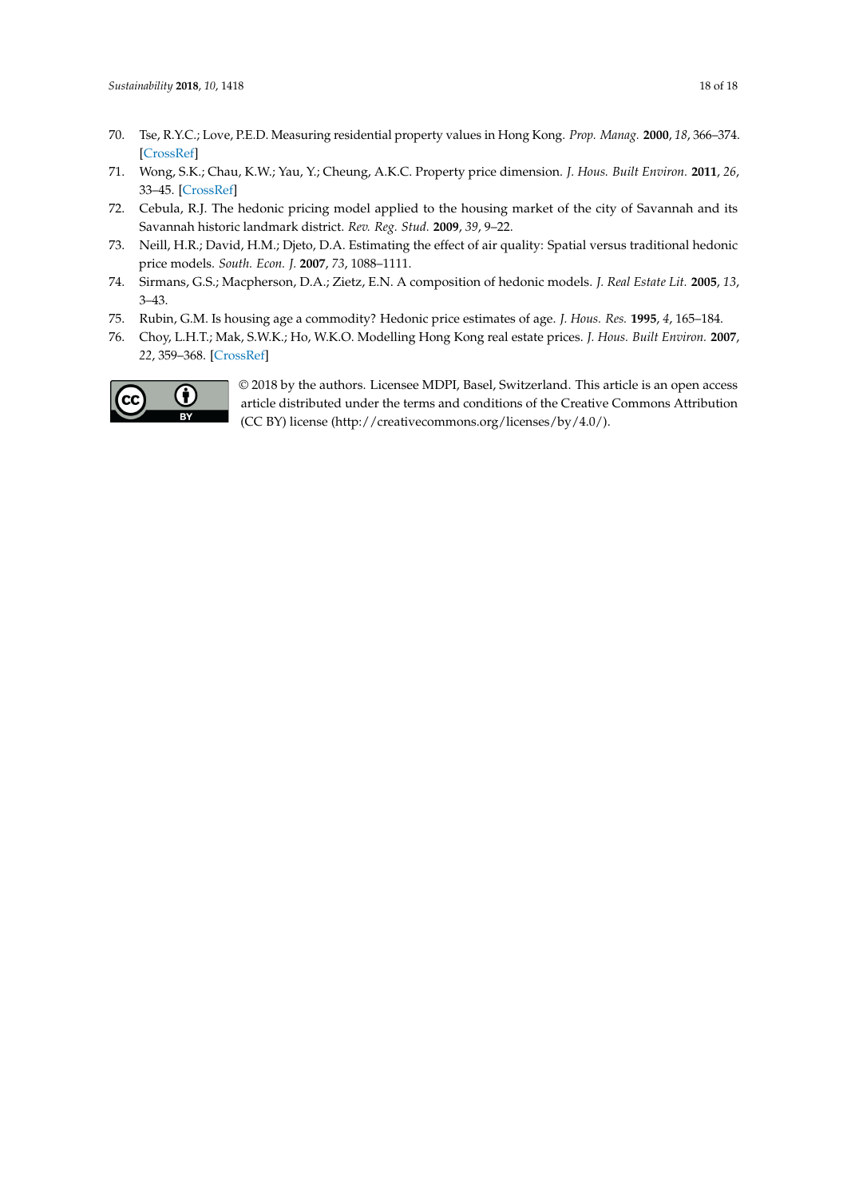70. Tse, R.Y.C.; Love, P.E.D. Measuring residential property values in Hong Kong. *Prop. Manag.* **2000**, *18*, 366–374. [CrossRef]
71. Wong, S.K.; Chau, K.W.; Yau, Y.; Cheung, A.K.C. Property price dimension. *J. Hous. Built Environ.* **2011**, *26*, 33–45. [CrossRef]
72. Cebula, R.J. The hedonic pricing model applied to the housing market of the city of Savannah and its Savannah historic landmark district. *Rev. Reg. Stud.* **2009**, *39*, 9–22.
73. Neill, H.R.; David, H.M.; Djeto, D.A. Estimating the effect of air quality: Spatial versus traditional hedonic price models. *South. Econ. J.* **2007**, *73*, 1088–1111.
74. Sirmans, G.S.; Macpherson, D.A.; Zietz, E.N. A composition of hedonic models. *J. Real Estate Lit.* **2005**, *13*, 3–43.
75. Rubin, G.M. Is housing age a commodity? Hedonic price estimates of age. *J. Hous. Res.* **1995**, *4*, 165–184.
76. Choy, L.H.T.; Mak, S.W.K.; Ho, W.K.O. Modelling Hong Kong real estate prices. *J. Hous. Built Environ.* **2007**, *22*, 359–368. [CrossRef]

© 2018 by the authors. Licensee MDPI, Basel, Switzerland. This article is an open access article distributed under the terms and conditions of the Creative Commons Attribution (CC BY) license (http://creativecommons.org/licenses/by/4.0/).